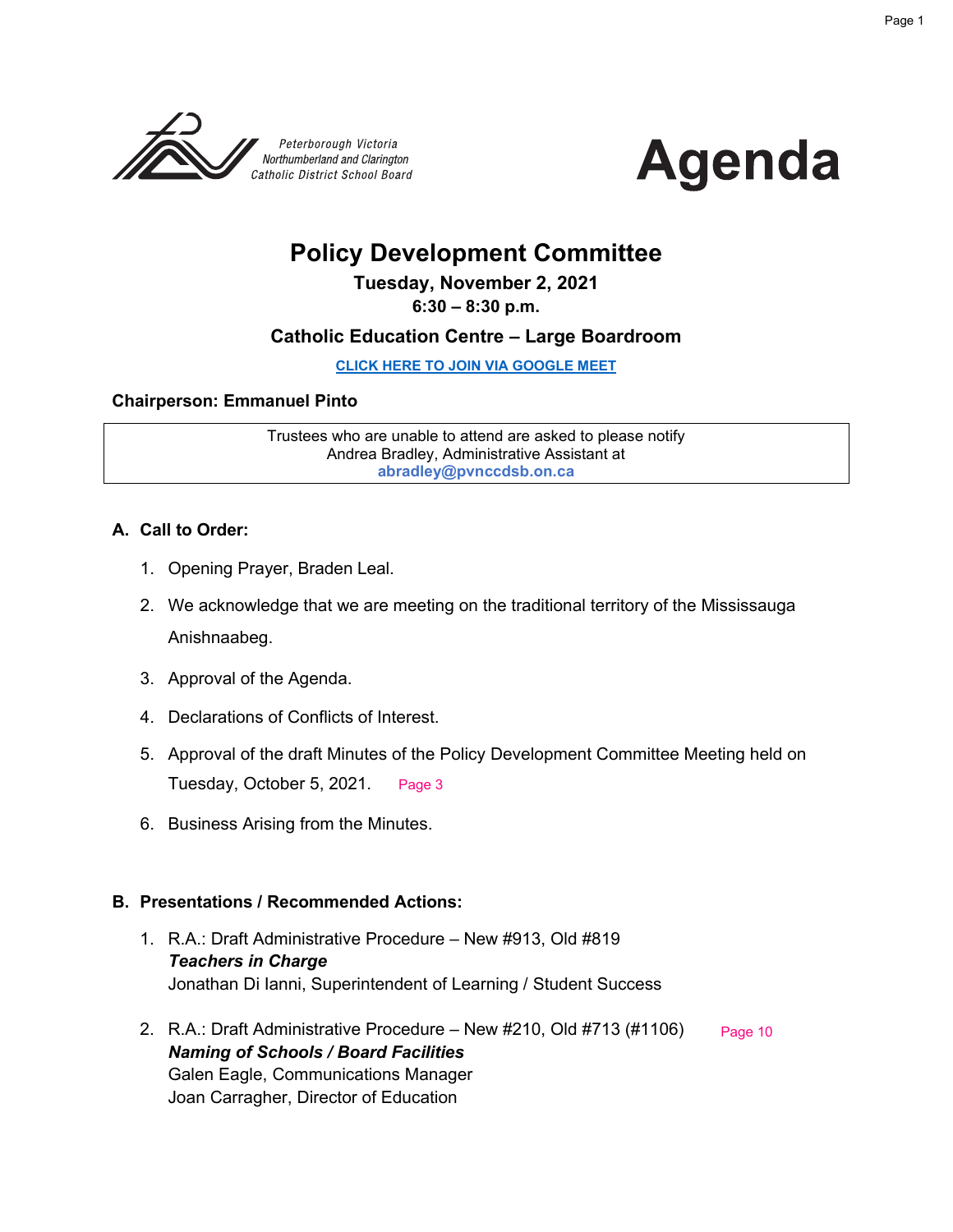Peterborough Victoria
Northumberland and Clarington
Catholic District School Board

# Agenda

## Policy Development Committee

**Tuesday, November 2, 2021**
**6:30 – 8:30 p.m.**

**Catholic Education Centre – Large Boardroom**

[CLICK HERE TO JOIN VIA GOOGLE MEET]

**Chairperson: Emmanuel Pinto**

| Trustees who are unable to attend are asked to please notify Andrea Bradley, Administrative Assistant at **abradley@pvnccdsb.on.ca** |
|---|

### A. Call to Order:

1. Opening Prayer, Braden Leal.
2. We acknowledge that we are meeting on the traditional territory of the Mississauga Anishnaabeg.
3. Approval of the Agenda.
4. Declarations of Conflicts of Interest.
5. Approval of the draft Minutes of the Policy Development Committee Meeting held on Tuesday, October 5, 2021. Page 3
6. Business Arising from the Minutes.

### B. Presentations / Recommended Actions:

1. R.A.: Draft Administrative Procedure – New #913, Old #819
   ***Teachers in Charge***
   Jonathan Di Ianni, Superintendent of Learning / Student Success

2. R.A.: Draft Administrative Procedure – New #210, Old #713 (#1106) Page 10
   ***Naming of Schools / Board Facilities***
   Galen Eagle, Communications Manager
   Joan Carragher, Director of Education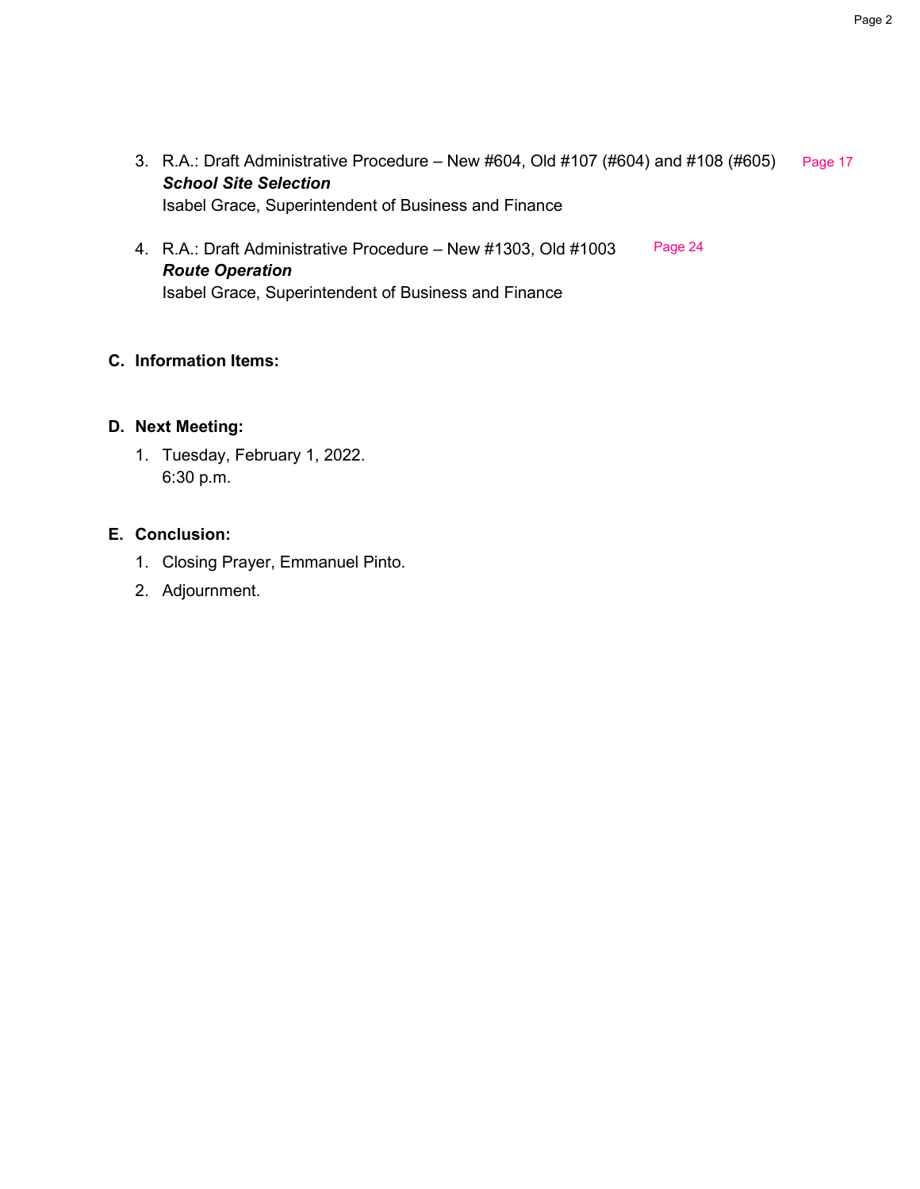3. R.A.: Draft Administrative Procedure – New #604, Old #107 (#604) and #108 (#605) Page 17
   ***School Site Selection***
   Isabel Grace, Superintendent of Business and Finance

4. R.A.: Draft Administrative Procedure – New #1303, Old #1003 Page 24
   ***Route Operation***
   Isabel Grace, Superintendent of Business and Finance

**C. Information Items:**

**D. Next Meeting:**

1. Tuesday, February 1, 2022.
   6:30 p.m.

**E. Conclusion:**

1. Closing Prayer, Emmanuel Pinto.
2. Adjournment.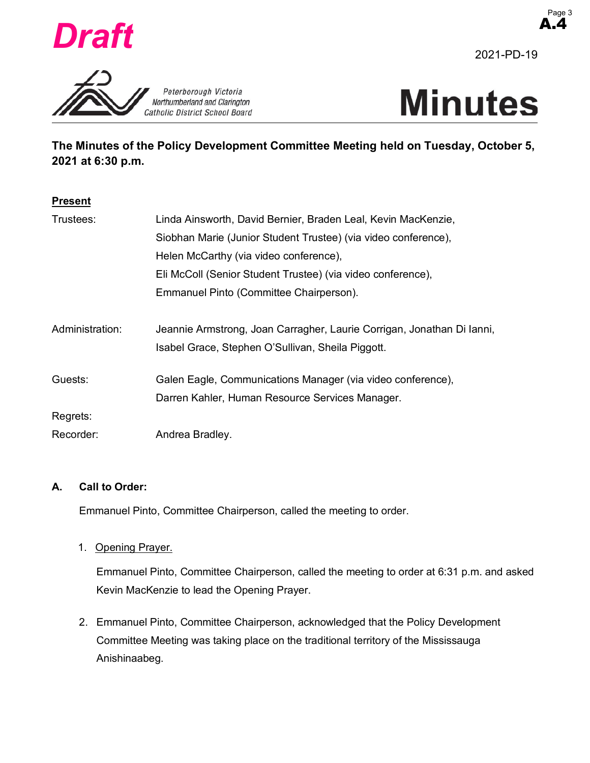Draft

A.4

2021-PD-19

Peterborough Victoria Northumberland and Clarington Catholic District School Board

# Minutes

**The Minutes of the Policy Development Committee Meeting held on Tuesday, October 5, 2021 at 6:30 p.m.**

**Present**

Trustees: Linda Ainsworth, David Bernier, Braden Leal, Kevin MacKenzie, Siobhan Marie (Junior Student Trustee) (via video conference), Helen McCarthy (via video conference), Eli McColl (Senior Student Trustee) (via video conference), Emmanuel Pinto (Committee Chairperson).

Administration: Jeannie Armstrong, Joan Carragher, Laurie Corrigan, Jonathan Di Ianni, Isabel Grace, Stephen O'Sullivan, Sheila Piggott.

Guests: Galen Eagle, Communications Manager (via video conference), Darren Kahler, Human Resource Services Manager.

Regrets:

Recorder: Andrea Bradley.

## A. Call to Order:

Emmanuel Pinto, Committee Chairperson, called the meeting to order.

1. Opening Prayer.

   Emmanuel Pinto, Committee Chairperson, called the meeting to order at 6:31 p.m. and asked Kevin MacKenzie to lead the Opening Prayer.

2. Emmanuel Pinto, Committee Chairperson, acknowledged that the Policy Development Committee Meeting was taking place on the traditional territory of the Mississauga Anishinaabeg.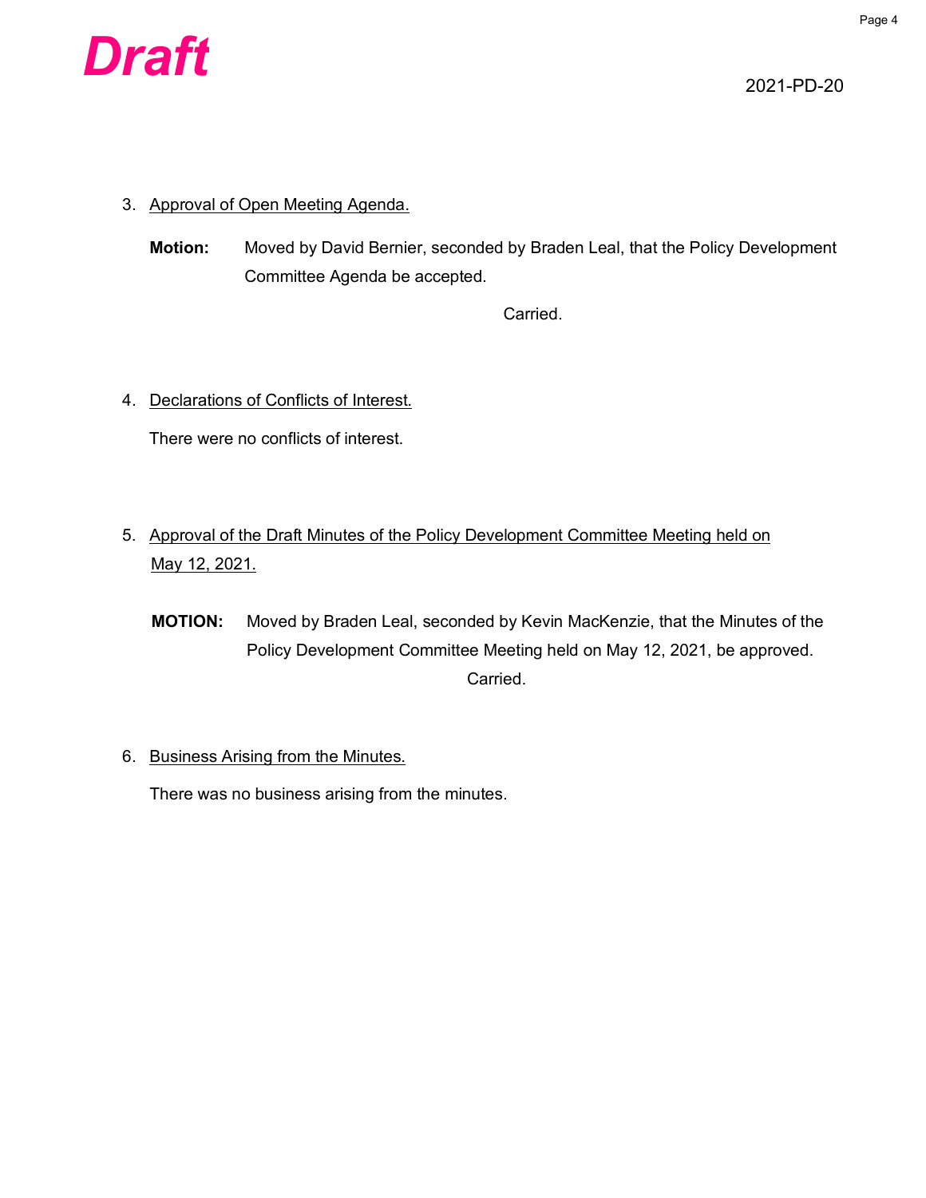*Draft*

2021-PD-20

3. Approval of Open Meeting Agenda.

**Motion:** Moved by David Bernier, seconded by Braden Leal, that the Policy Development Committee Agenda be accepted.

Carried.

4. Declarations of Conflicts of Interest.

There were no conflicts of interest.

5. Approval of the Draft Minutes of the Policy Development Committee Meeting held on May 12, 2021.

**MOTION:** Moved by Braden Leal, seconded by Kevin MacKenzie, that the Minutes of the Policy Development Committee Meeting held on May 12, 2021, be approved.

Carried.

6. Business Arising from the Minutes.

There was no business arising from the minutes.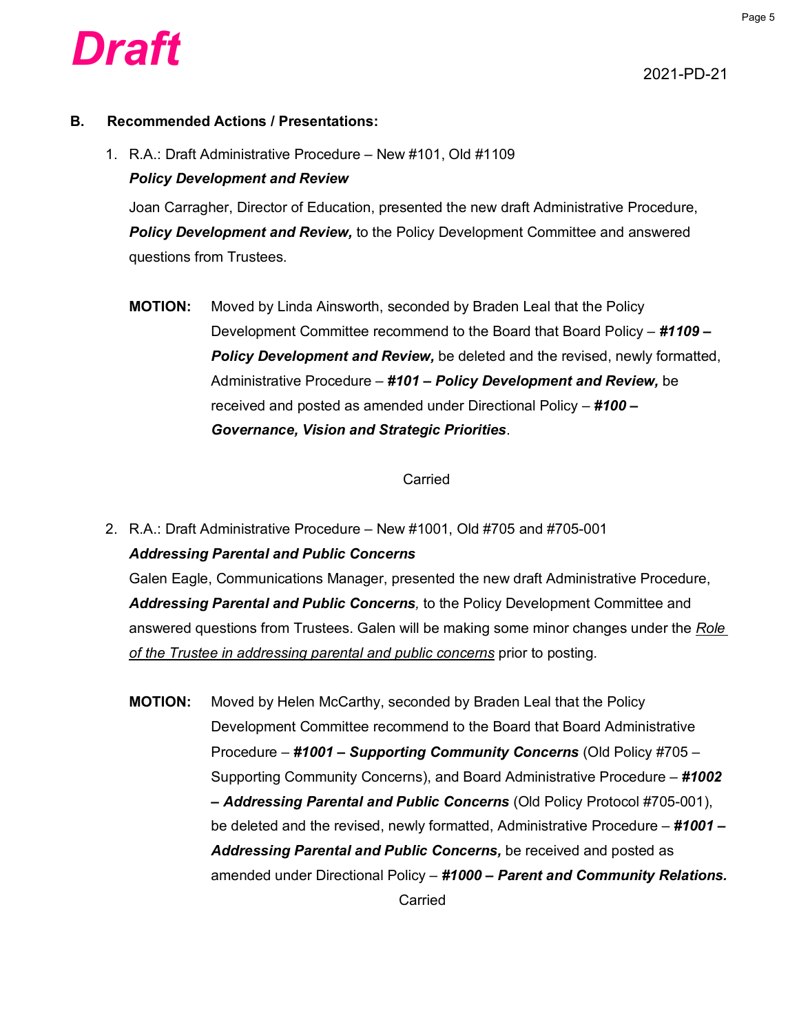**Draft**

2021-PD-21

## B. Recommended Actions / Presentations:

1. R.A.: Draft Administrative Procedure – New #101, Old #1109

   ***Policy Development and Review***

   Joan Carragher, Director of Education, presented the new draft Administrative Procedure, ***Policy Development and Review,*** to the Policy Development Committee and answered questions from Trustees.

   **MOTION:** Moved by Linda Ainsworth, seconded by Braden Leal that the Policy Development Committee recommend to the Board that Board Policy – ***#1109 – Policy Development and Review,*** be deleted and the revised, newly formatted, Administrative Procedure – ***#101 – Policy Development and Review,*** be received and posted as amended under Directional Policy – ***#100 – Governance, Vision and Strategic Priorities***.

   Carried

2. R.A.: Draft Administrative Procedure – New #1001, Old #705 and #705-001

   ***Addressing Parental and Public Concerns***

   Galen Eagle, Communications Manager, presented the new draft Administrative Procedure, ***Addressing Parental and Public Concerns****,* to the Policy Development Committee and answered questions from Trustees. Galen will be making some minor changes under the <u>*Role of the Trustee in addressing parental and public concerns*</u> prior to posting.

   **MOTION:** Moved by Helen McCarthy, seconded by Braden Leal that the Policy Development Committee recommend to the Board that Board Administrative Procedure – ***#1001 – Supporting Community Concerns*** (Old Policy #705 – Supporting Community Concerns), and Board Administrative Procedure – ***#1002 – Addressing Parental and Public Concerns*** (Old Policy Protocol #705-001), be deleted and the revised, newly formatted, Administrative Procedure – ***#1001 – Addressing Parental and Public Concerns,*** be received and posted as amended under Directional Policy – ***#1000 – Parent and Community Relations.***

   Carried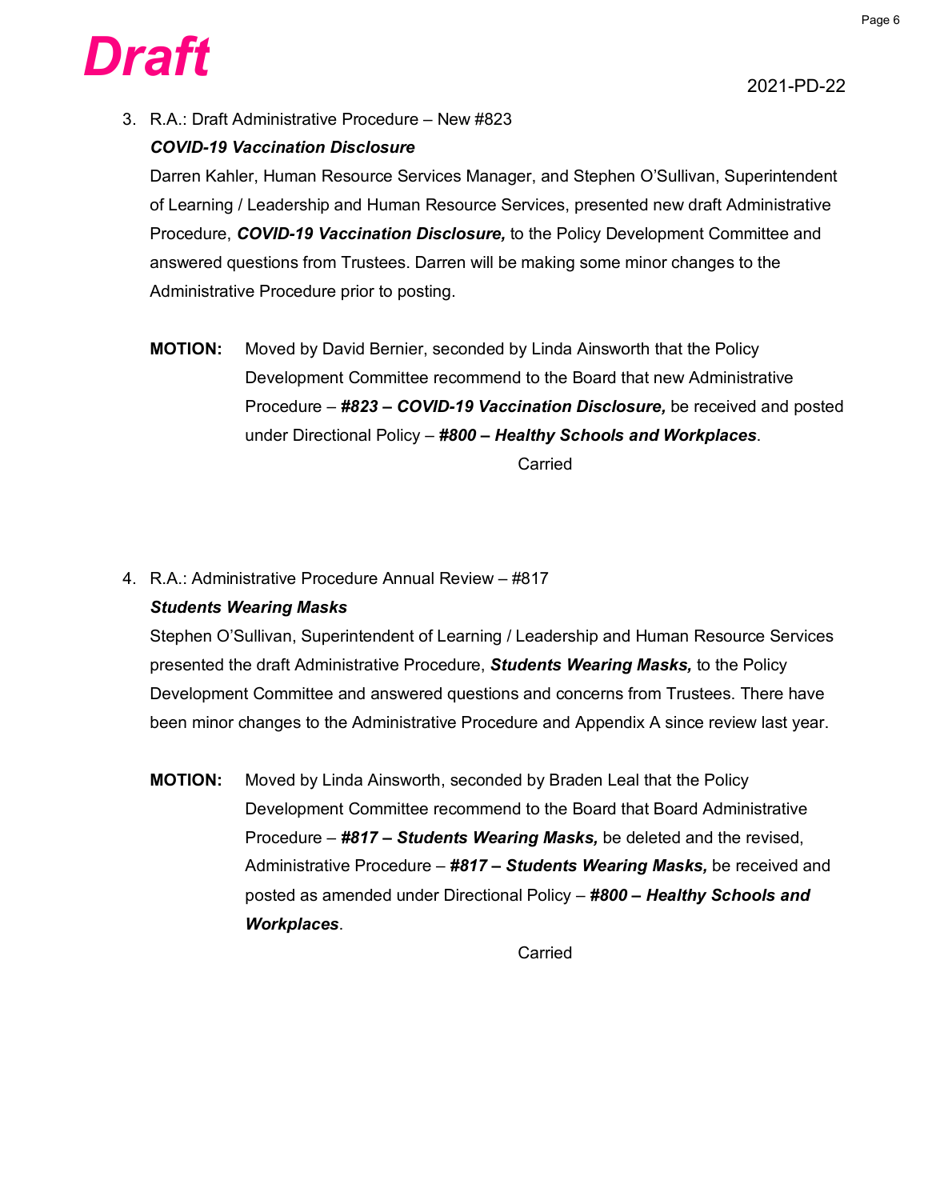**Draft**

2021-PD-22

3. R.A.: Draft Administrative Procedure – New #823

   ***COVID-19 Vaccination Disclosure***

   Darren Kahler, Human Resource Services Manager, and Stephen O'Sullivan, Superintendent of Learning / Leadership and Human Resource Services, presented new draft Administrative Procedure, ***COVID-19 Vaccination Disclosure,*** to the Policy Development Committee and answered questions from Trustees. Darren will be making some minor changes to the Administrative Procedure prior to posting.

   **MOTION:** Moved by David Bernier, seconded by Linda Ainsworth that the Policy Development Committee recommend to the Board that new Administrative Procedure – ***#823 – COVID-19 Vaccination Disclosure,*** be received and posted under Directional Policy – ***#800 – Healthy Schools and Workplaces***.

   Carried

4. R.A.: Administrative Procedure Annual Review – #817

   ***Students Wearing Masks***

   Stephen O'Sullivan, Superintendent of Learning / Leadership and Human Resource Services presented the draft Administrative Procedure, ***Students Wearing Masks,*** to the Policy Development Committee and answered questions and concerns from Trustees. There have been minor changes to the Administrative Procedure and Appendix A since review last year.

   **MOTION:** Moved by Linda Ainsworth, seconded by Braden Leal that the Policy Development Committee recommend to the Board that Board Administrative Procedure – ***#817 – Students Wearing Masks,*** be deleted and the revised, Administrative Procedure – ***#817 – Students Wearing Masks,*** be received and posted as amended under Directional Policy – ***#800 – Healthy Schools and Workplaces***.

   Carried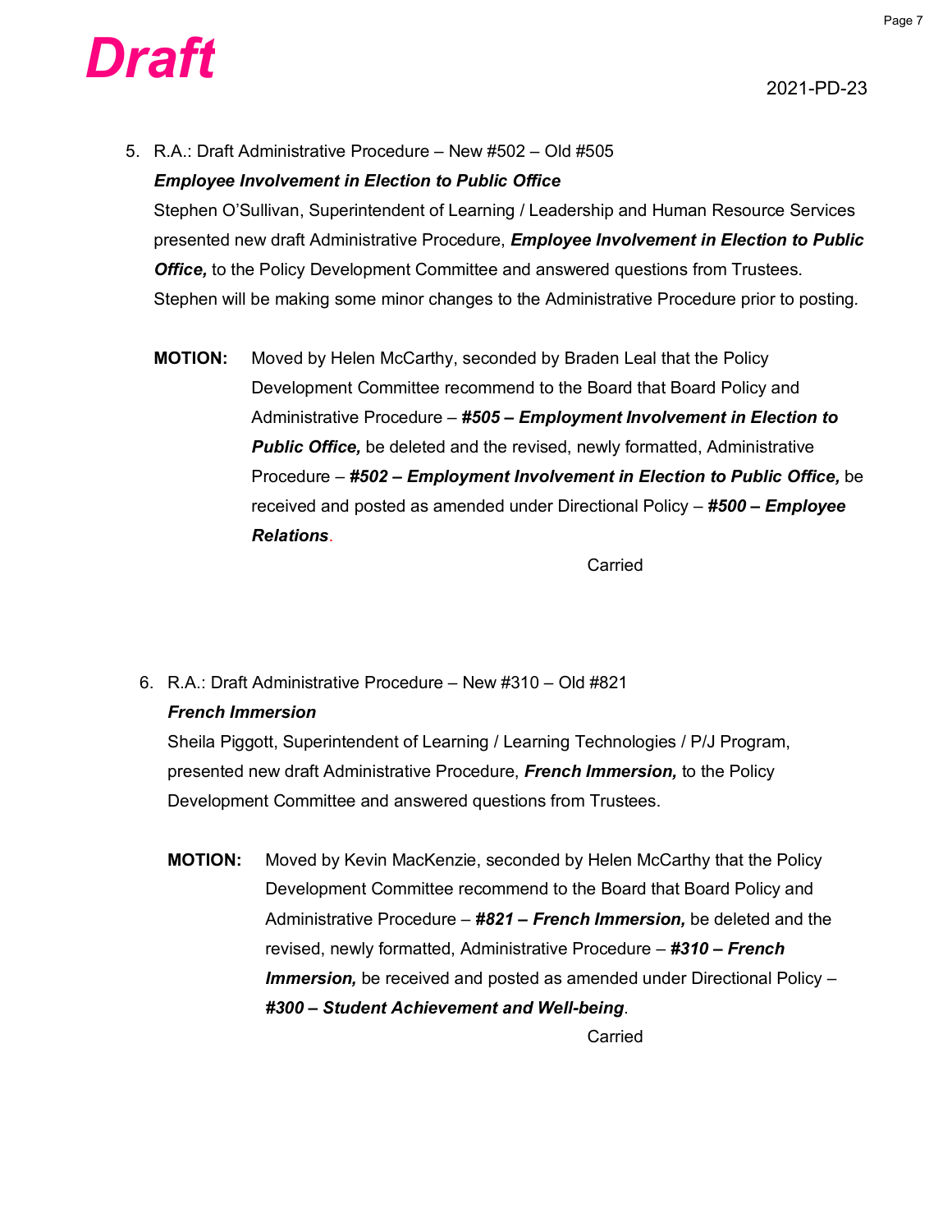**Draft**

2021-PD-23

5. R.A.: Draft Administrative Procedure – New #502 – Old #505

   ***Employee Involvement in Election to Public Office***

   Stephen O'Sullivan, Superintendent of Learning / Leadership and Human Resource Services presented new draft Administrative Procedure, ***Employee Involvement in Election to Public Office,*** to the Policy Development Committee and answered questions from Trustees. Stephen will be making some minor changes to the Administrative Procedure prior to posting.

   **MOTION:** Moved by Helen McCarthy, seconded by Braden Leal that the Policy Development Committee recommend to the Board that Board Policy and Administrative Procedure – ***#505 – Employment Involvement in Election to Public Office,*** be deleted and the revised, newly formatted, Administrative Procedure – ***#502 – Employment Involvement in Election to Public Office,*** be received and posted as amended under Directional Policy – ***#500 – Employee Relations***.

   Carried

6. R.A.: Draft Administrative Procedure – New #310 – Old #821

   ***French Immersion***

   Sheila Piggott, Superintendent of Learning / Learning Technologies / P/J Program, presented new draft Administrative Procedure, ***French Immersion,*** to the Policy Development Committee and answered questions from Trustees.

   **MOTION:** Moved by Kevin MacKenzie, seconded by Helen McCarthy that the Policy Development Committee recommend to the Board that Board Policy and Administrative Procedure – ***#821 – French Immersion,*** be deleted and the revised, newly formatted, Administrative Procedure – ***#310 – French Immersion,*** be received and posted as amended under Directional Policy – ***#300 – Student Achievement and Well-being***.

   Carried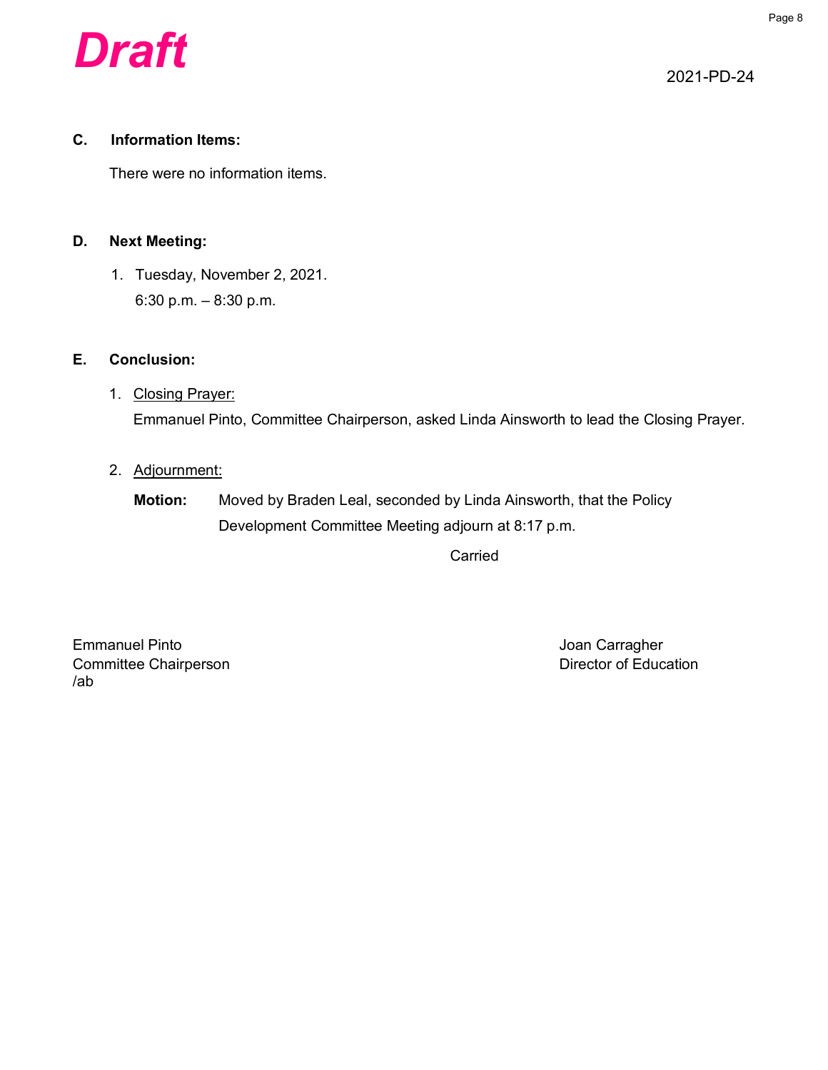*Draft*

2021-PD-24

**C. Information Items:**

There were no information items.

**D. Next Meeting:**

1. Tuesday, November 2, 2021.
   6:30 p.m. – 8:30 p.m.

**E. Conclusion:**

1. Closing Prayer:
   Emmanuel Pinto, Committee Chairperson, asked Linda Ainsworth to lead the Closing Prayer.

2. Adjournment:

   **Motion:** Moved by Braden Leal, seconded by Linda Ainsworth, that the Policy Development Committee Meeting adjourn at 8:17 p.m.

   Carried

Emmanuel Pinto
Committee Chairperson
/ab

Joan Carragher
Director of Education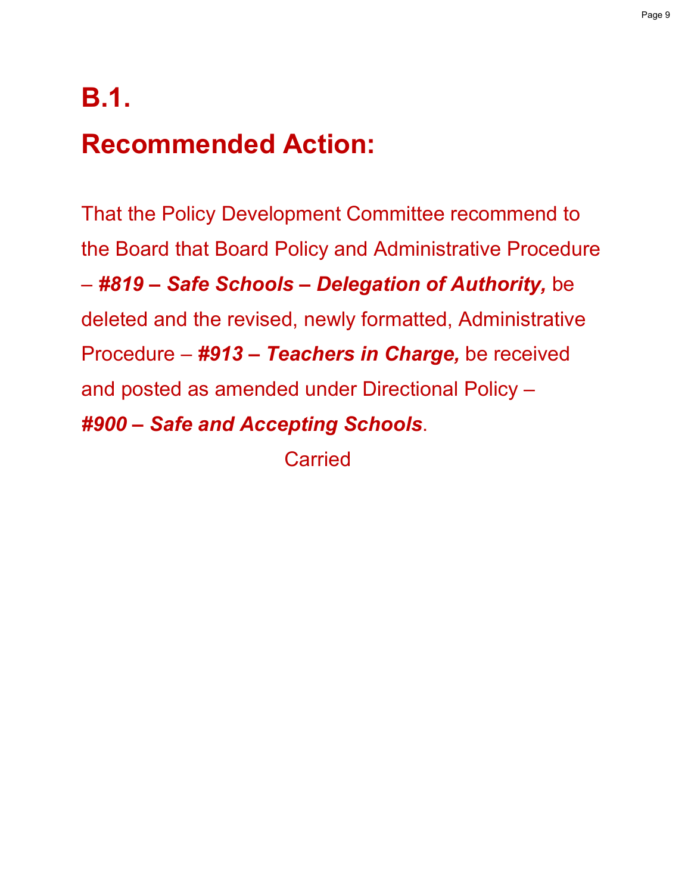# B.1.

# Recommended Action:

That the Policy Development Committee recommend to the Board that Board Policy and Administrative Procedure – ***#819 – Safe Schools – Delegation of Authority,*** be deleted and the revised, newly formatted, Administrative Procedure – ***#913 – Teachers in Charge,*** be received and posted as amended under Directional Policy – ***#900 – Safe and Accepting Schools***.

Carried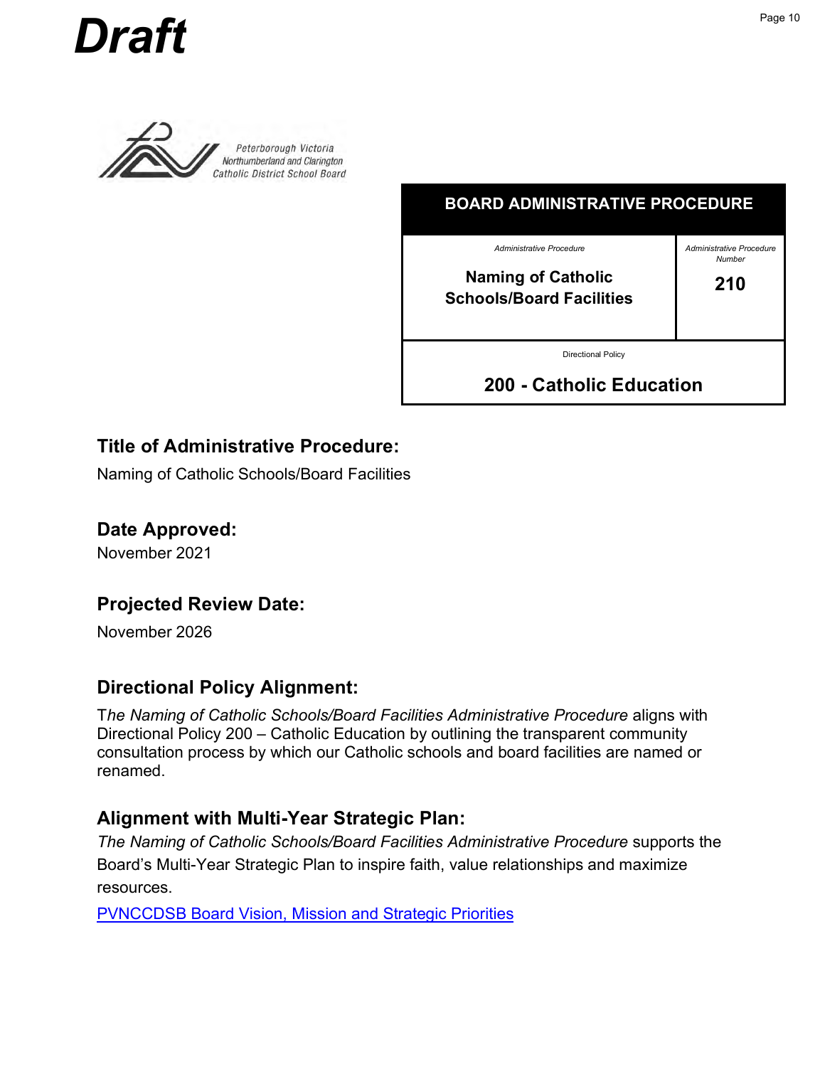# Draft

Peterborough Victoria Northumberland and Clarington Catholic District School Board

| BOARD ADMINISTRATIVE PROCEDURE | |
|---|---|
| *Administrative Procedure*<br>**Naming of Catholic Schools/Board Facilities** | *Administrative Procedure Number*<br>**210** |
| Directional Policy<br>**200 - Catholic Education** | |

## Title of Administrative Procedure:

Naming of Catholic Schools/Board Facilities

## Date Approved:

November 2021

## Projected Review Date:

November 2026

## Directional Policy Alignment:

T*he Naming of Catholic Schools/Board Facilities Administrative Procedure* aligns with Directional Policy 200 – Catholic Education by outlining the transparent community consultation process by which our Catholic schools and board facilities are named or renamed.

## Alignment with Multi-Year Strategic Plan:

*The Naming of Catholic Schools/Board Facilities Administrative Procedure* supports the Board's Multi-Year Strategic Plan to inspire faith, value relationships and maximize resources.

PVNCCDSB Board Vision, Mission and Strategic Priorities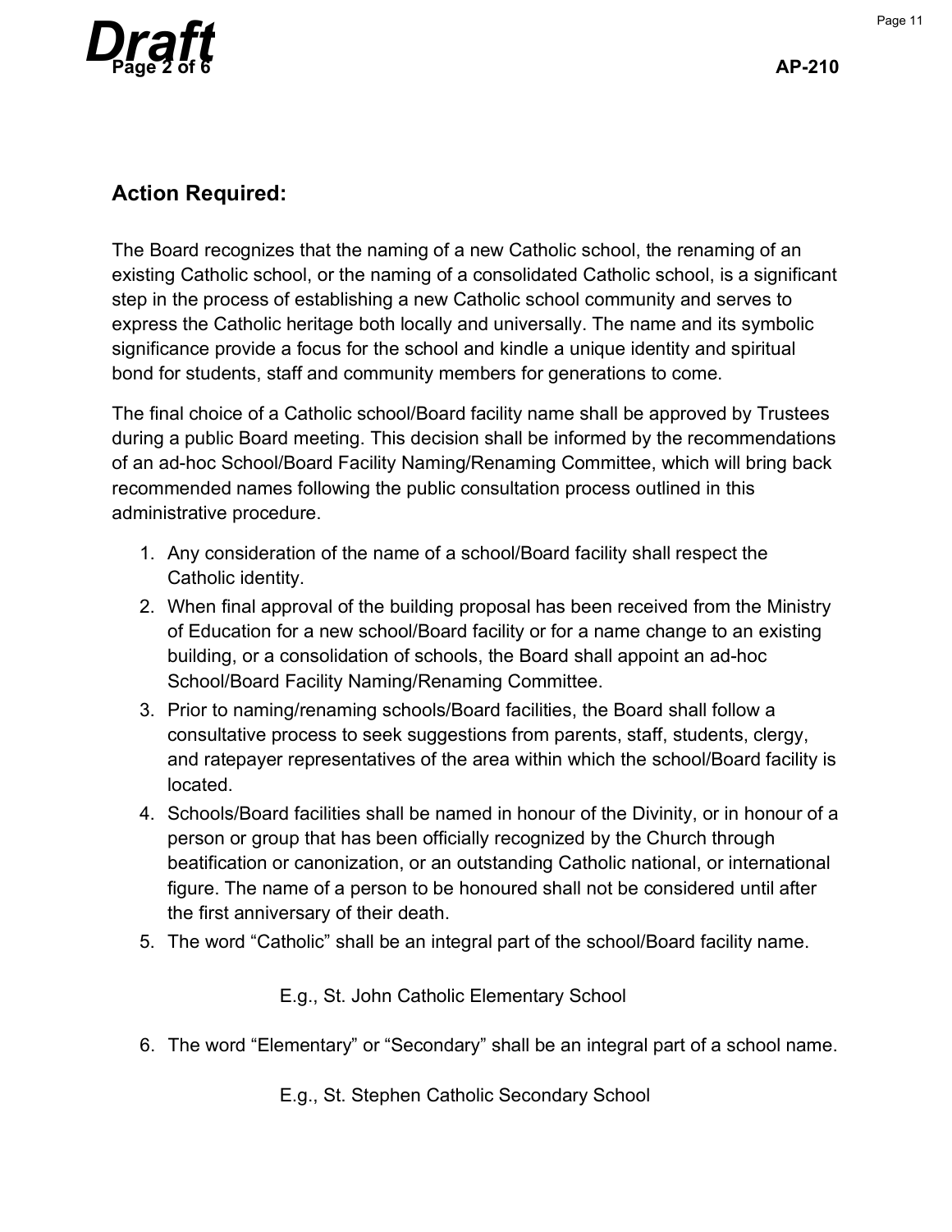## Action Required:

The Board recognizes that the naming of a new Catholic school, the renaming of an existing Catholic school, or the naming of a consolidated Catholic school, is a significant step in the process of establishing a new Catholic school community and serves to express the Catholic heritage both locally and universally. The name and its symbolic significance provide a focus for the school and kindle a unique identity and spiritual bond for students, staff and community members for generations to come.

The final choice of a Catholic school/Board facility name shall be approved by Trustees during a public Board meeting. This decision shall be informed by the recommendations of an ad-hoc School/Board Facility Naming/Renaming Committee, which will bring back recommended names following the public consultation process outlined in this administrative procedure.

1. Any consideration of the name of a school/Board facility shall respect the Catholic identity.
2. When final approval of the building proposal has been received from the Ministry of Education for a new school/Board facility or for a name change to an existing building, or a consolidation of schools, the Board shall appoint an ad-hoc School/Board Facility Naming/Renaming Committee.
3. Prior to naming/renaming schools/Board facilities, the Board shall follow a consultative process to seek suggestions from parents, staff, students, clergy, and ratepayer representatives of the area within which the school/Board facility is located.
4. Schools/Board facilities shall be named in honour of the Divinity, or in honour of a person or group that has been officially recognized by the Church through beatification or canonization, or an outstanding Catholic national, or international figure. The name of a person to be honoured shall not be considered until after the first anniversary of their death.
5. The word "Catholic" shall be an integral part of the school/Board facility name.

   E.g., St. John Catholic Elementary School

6. The word "Elementary" or "Secondary" shall be an integral part of a school name.

   E.g., St. Stephen Catholic Secondary School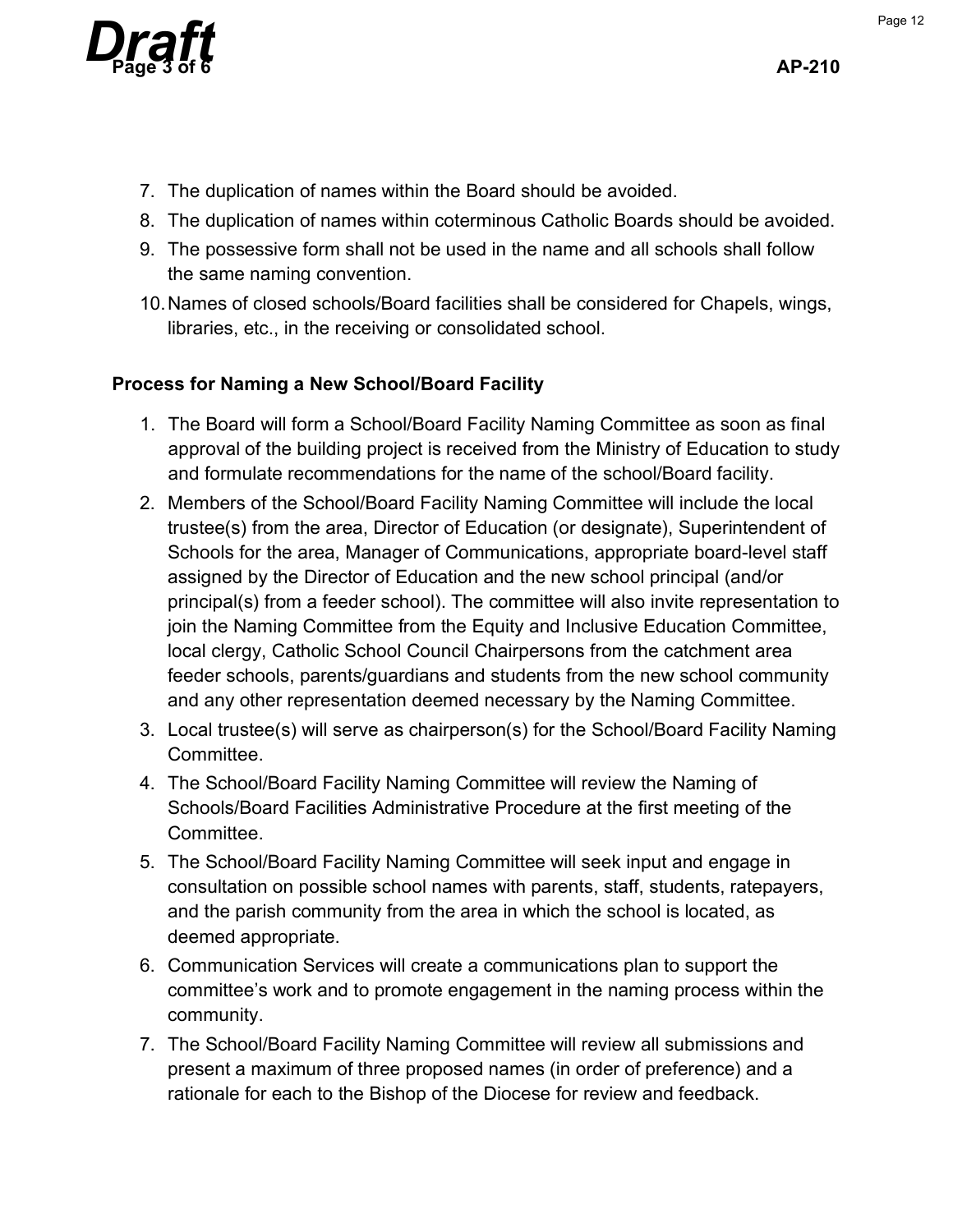7. The duplication of names within the Board should be avoided.
8. The duplication of names within coterminous Catholic Boards should be avoided.
9. The possessive form shall not be used in the name and all schools shall follow the same naming convention.
10. Names of closed schools/Board facilities shall be considered for Chapels, wings, libraries, etc., in the receiving or consolidated school.

**Process for Naming a New School/Board Facility**

1. The Board will form a School/Board Facility Naming Committee as soon as final approval of the building project is received from the Ministry of Education to study and formulate recommendations for the name of the school/Board facility.
2. Members of the School/Board Facility Naming Committee will include the local trustee(s) from the area, Director of Education (or designate), Superintendent of Schools for the area, Manager of Communications, appropriate board-level staff assigned by the Director of Education and the new school principal (and/or principal(s) from a feeder school). The committee will also invite representation to join the Naming Committee from the Equity and Inclusive Education Committee, local clergy, Catholic School Council Chairpersons from the catchment area feeder schools, parents/guardians and students from the new school community and any other representation deemed necessary by the Naming Committee.
3. Local trustee(s) will serve as chairperson(s) for the School/Board Facility Naming Committee.
4. The School/Board Facility Naming Committee will review the Naming of Schools/Board Facilities Administrative Procedure at the first meeting of the Committee.
5. The School/Board Facility Naming Committee will seek input and engage in consultation on possible school names with parents, staff, students, ratepayers, and the parish community from the area in which the school is located, as deemed appropriate.
6. Communication Services will create a communications plan to support the committee's work and to promote engagement in the naming process within the community.
7. The School/Board Facility Naming Committee will review all submissions and present a maximum of three proposed names (in order of preference) and a rationale for each to the Bishop of the Diocese for review and feedback.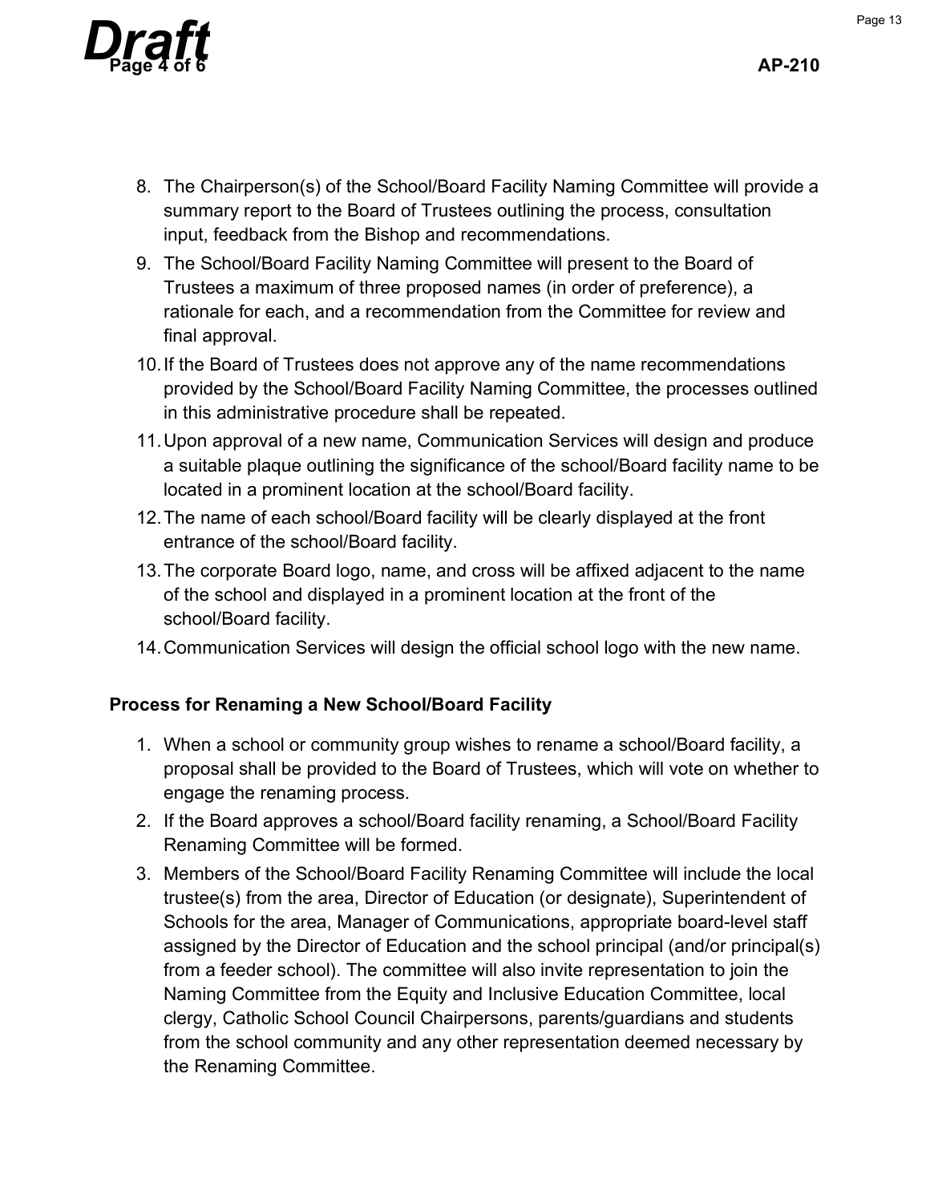8. The Chairperson(s) of the School/Board Facility Naming Committee will provide a summary report to the Board of Trustees outlining the process, consultation input, feedback from the Bishop and recommendations.
9. The School/Board Facility Naming Committee will present to the Board of Trustees a maximum of three proposed names (in order of preference), a rationale for each, and a recommendation from the Committee for review and final approval.
10. If the Board of Trustees does not approve any of the name recommendations provided by the School/Board Facility Naming Committee, the processes outlined in this administrative procedure shall be repeated.
11. Upon approval of a new name, Communication Services will design and produce a suitable plaque outlining the significance of the school/Board facility name to be located in a prominent location at the school/Board facility.
12. The name of each school/Board facility will be clearly displayed at the front entrance of the school/Board facility.
13. The corporate Board logo, name, and cross will be affixed adjacent to the name of the school and displayed in a prominent location at the front of the school/Board facility.
14. Communication Services will design the official school logo with the new name.

**Process for Renaming a New School/Board Facility**

1. When a school or community group wishes to rename a school/Board facility, a proposal shall be provided to the Board of Trustees, which will vote on whether to engage the renaming process.
2. If the Board approves a school/Board facility renaming, a School/Board Facility Renaming Committee will be formed.
3. Members of the School/Board Facility Renaming Committee will include the local trustee(s) from the area, Director of Education (or designate), Superintendent of Schools for the area, Manager of Communications, appropriate board-level staff assigned by the Director of Education and the school principal (and/or principal(s) from a feeder school). The committee will also invite representation to join the Naming Committee from the Equity and Inclusive Education Committee, local clergy, Catholic School Council Chairpersons, parents/guardians and students from the school community and any other representation deemed necessary by the Renaming Committee.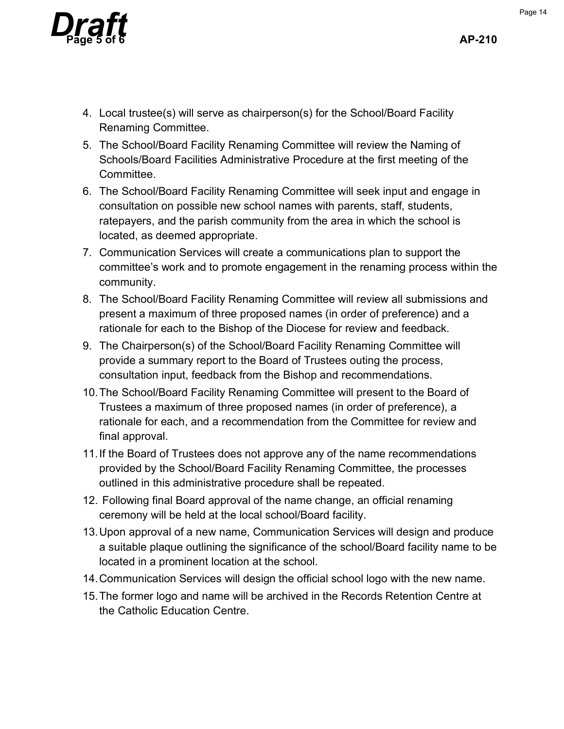4. Local trustee(s) will serve as chairperson(s) for the School/Board Facility Renaming Committee.
5. The School/Board Facility Renaming Committee will review the Naming of Schools/Board Facilities Administrative Procedure at the first meeting of the Committee.
6. The School/Board Facility Renaming Committee will seek input and engage in consultation on possible new school names with parents, staff, students, ratepayers, and the parish community from the area in which the school is located, as deemed appropriate.
7. Communication Services will create a communications plan to support the committee's work and to promote engagement in the renaming process within the community.
8. The School/Board Facility Renaming Committee will review all submissions and present a maximum of three proposed names (in order of preference) and a rationale for each to the Bishop of the Diocese for review and feedback.
9. The Chairperson(s) of the School/Board Facility Renaming Committee will provide a summary report to the Board of Trustees outing the process, consultation input, feedback from the Bishop and recommendations.
10. The School/Board Facility Renaming Committee will present to the Board of Trustees a maximum of three proposed names (in order of preference), a rationale for each, and a recommendation from the Committee for review and final approval.
11. If the Board of Trustees does not approve any of the name recommendations provided by the School/Board Facility Renaming Committee, the processes outlined in this administrative procedure shall be repeated.
12. Following final Board approval of the name change, an official renaming ceremony will be held at the local school/Board facility.
13. Upon approval of a new name, Communication Services will design and produce a suitable plaque outlining the significance of the school/Board facility name to be located in a prominent location at the school.
14. Communication Services will design the official school logo with the new name.
15. The former logo and name will be archived in the Records Retention Centre at the Catholic Education Centre.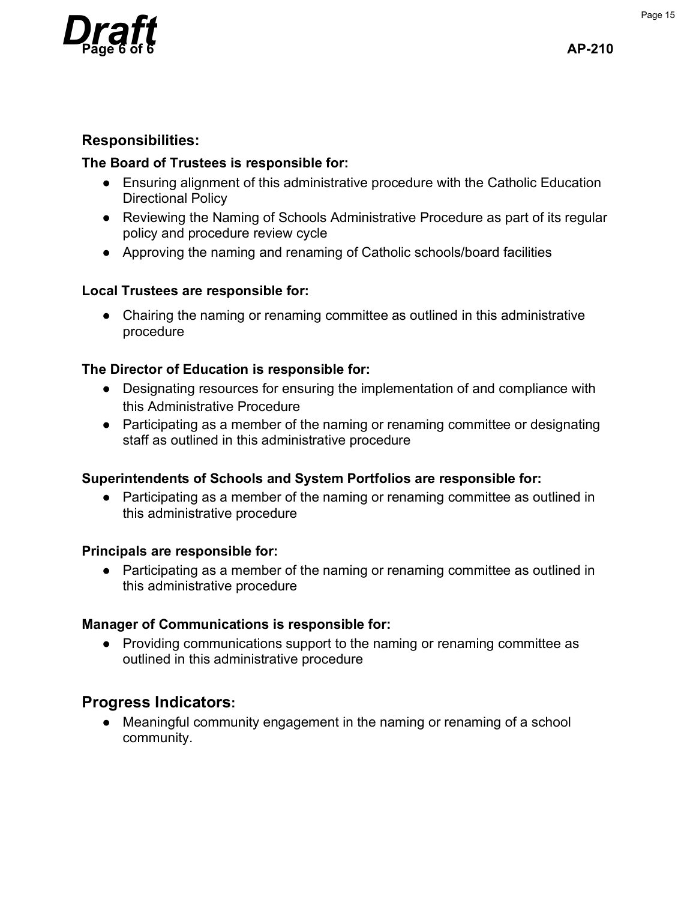## Responsibilities:

**The Board of Trustees is responsible for:**

- Ensuring alignment of this administrative procedure with the Catholic Education Directional Policy
- Reviewing the Naming of Schools Administrative Procedure as part of its regular policy and procedure review cycle
- Approving the naming and renaming of Catholic schools/board facilities

**Local Trustees are responsible for:**

- Chairing the naming or renaming committee as outlined in this administrative procedure

**The Director of Education is responsible for:**

- Designating resources for ensuring the implementation of and compliance with this Administrative Procedure
- Participating as a member of the naming or renaming committee or designating staff as outlined in this administrative procedure

**Superintendents of Schools and System Portfolios are responsible for:**

- Participating as a member of the naming or renaming committee as outlined in this administrative procedure

**Principals are responsible for:**

- Participating as a member of the naming or renaming committee as outlined in this administrative procedure

**Manager of Communications is responsible for:**

- Providing communications support to the naming or renaming committee as outlined in this administrative procedure

## Progress Indicators:

- Meaningful community engagement in the naming or renaming of a school community.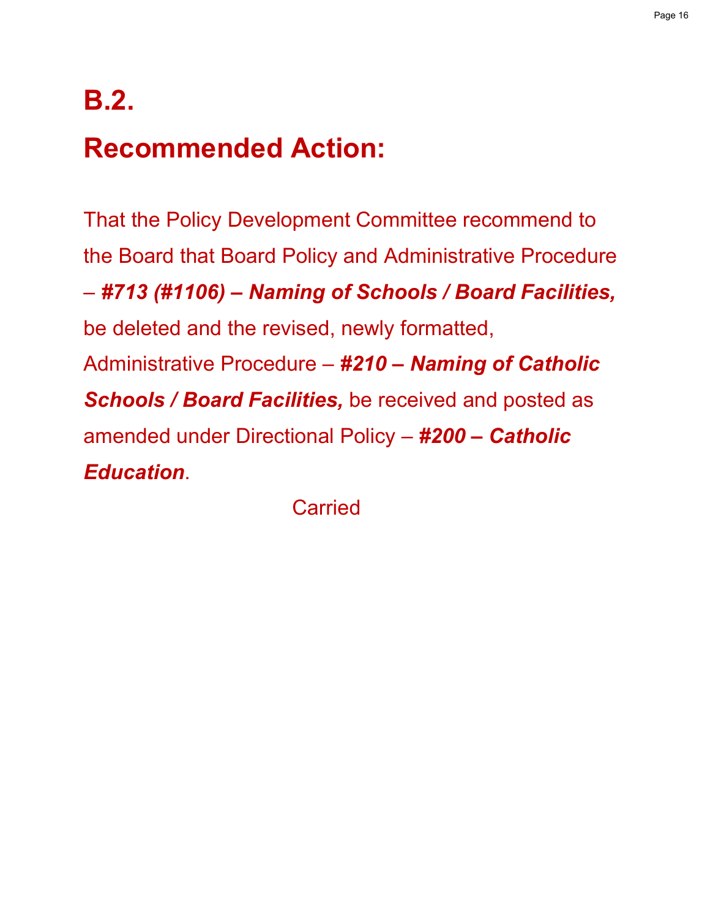# B.2.

# Recommended Action:

That the Policy Development Committee recommend to the Board that Board Policy and Administrative Procedure – ***#713 (#1106) – Naming of Schools / Board Facilities,*** be deleted and the revised, newly formatted, Administrative Procedure – ***#210 – Naming of Catholic Schools / Board Facilities,*** be received and posted as amended under Directional Policy – ***#200 – Catholic Education***.

Carried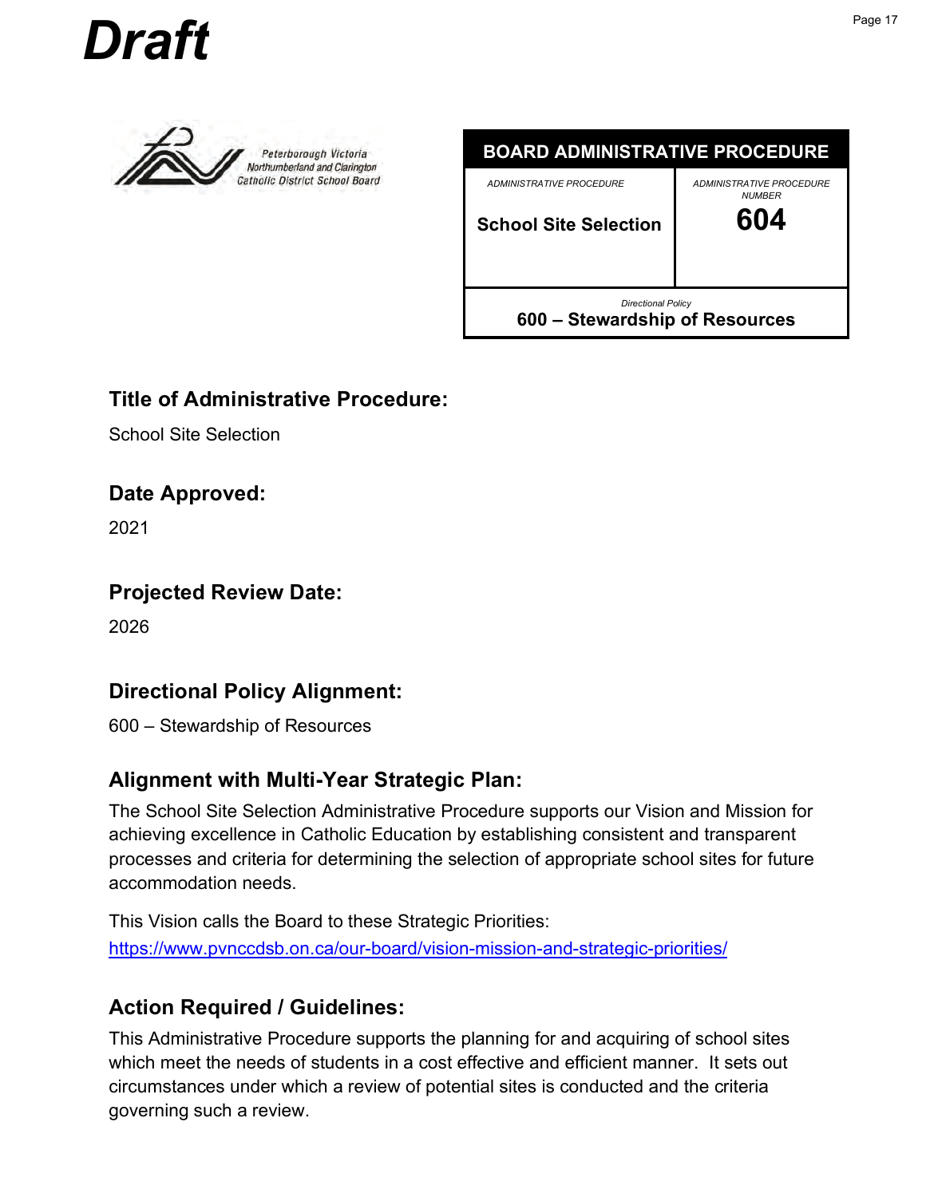# Draft

Peterborough Victoria Northumberland and Clarington Catholic District School Board

| BOARD ADMINISTRATIVE PROCEDURE | |
|---|---|
| *ADMINISTRATIVE PROCEDURE* **School Site Selection** | *ADMINISTRATIVE PROCEDURE NUMBER* **604** |
| *Directional Policy* **600 – Stewardship of Resources** | |

## Title of Administrative Procedure:

School Site Selection

## Date Approved:

2021

## Projected Review Date:

2026

## Directional Policy Alignment:

600 – Stewardship of Resources

## Alignment with Multi-Year Strategic Plan:

The School Site Selection Administrative Procedure supports our Vision and Mission for achieving excellence in Catholic Education by establishing consistent and transparent processes and criteria for determining the selection of appropriate school sites for future accommodation needs.

This Vision calls the Board to these Strategic Priorities:
https://www.pvnccdsb.on.ca/our-board/vision-mission-and-strategic-priorities/

## Action Required / Guidelines:

This Administrative Procedure supports the planning for and acquiring of school sites which meet the needs of students in a cost effective and efficient manner. It sets out circumstances under which a review of potential sites is conducted and the criteria governing such a review.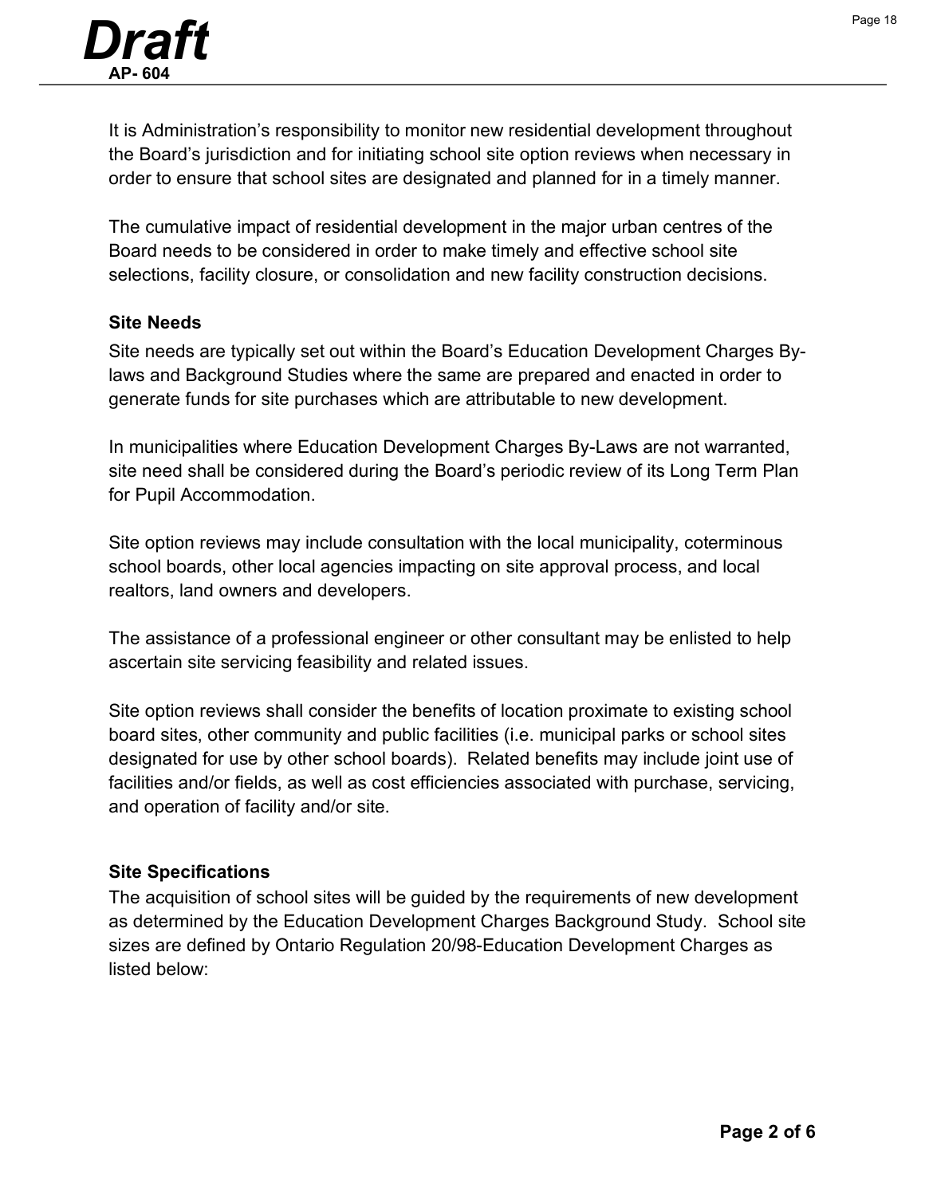It is Administration's responsibility to monitor new residential development throughout the Board's jurisdiction and for initiating school site option reviews when necessary in order to ensure that school sites are designated and planned for in a timely manner.

The cumulative impact of residential development in the major urban centres of the Board needs to be considered in order to make timely and effective school site selections, facility closure, or consolidation and new facility construction decisions.

**Site Needs**

Site needs are typically set out within the Board's Education Development Charges By-laws and Background Studies where the same are prepared and enacted in order to generate funds for site purchases which are attributable to new development.

In municipalities where Education Development Charges By-Laws are not warranted, site need shall be considered during the Board's periodic review of its Long Term Plan for Pupil Accommodation.

Site option reviews may include consultation with the local municipality, coterminous school boards, other local agencies impacting on site approval process, and local realtors, land owners and developers.

The assistance of a professional engineer or other consultant may be enlisted to help ascertain site servicing feasibility and related issues.

Site option reviews shall consider the benefits of location proximate to existing school board sites, other community and public facilities (i.e. municipal parks or school sites designated for use by other school boards). Related benefits may include joint use of facilities and/or fields, as well as cost efficiencies associated with purchase, servicing, and operation of facility and/or site.

**Site Specifications**

The acquisition of school sites will be guided by the requirements of new development as determined by the Education Development Charges Background Study. School site sizes are defined by Ontario Regulation 20/98-Education Development Charges as listed below: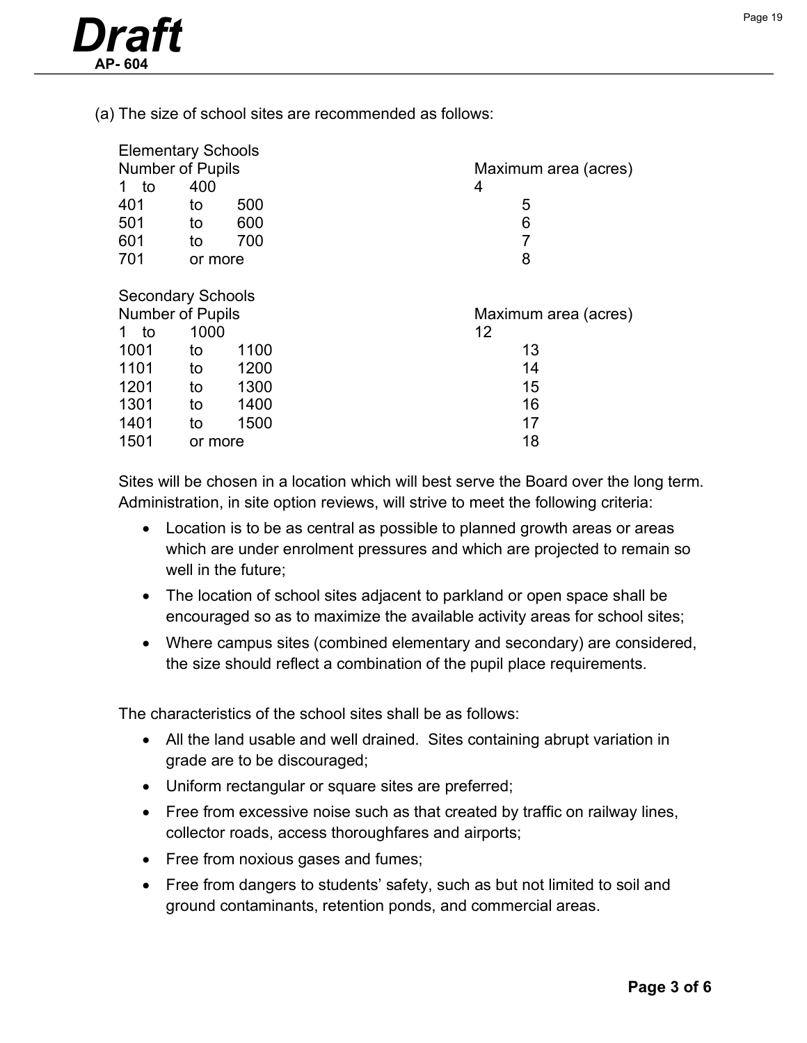(a) The size of school sites are recommended as follows:

**Elementary Schools**

| Number of Pupils | Maximum area (acres) |
|---|---|
| 1 to 400 | 4 |
| 401 to 500 | 5 |
| 501 to 600 | 6 |
| 601 to 700 | 7 |
| 701 or more | 8 |

**Secondary Schools**

| Number of Pupils | Maximum area (acres) |
|---|---|
| 1 to 1000 | 12 |
| 1001 to 1100 | 13 |
| 1101 to 1200 | 14 |
| 1201 to 1300 | 15 |
| 1301 to 1400 | 16 |
| 1401 to 1500 | 17 |
| 1501 or more | 18 |

Sites will be chosen in a location which will best serve the Board over the long term. Administration, in site option reviews, will strive to meet the following criteria:

- Location is to be as central as possible to planned growth areas or areas which are under enrolment pressures and which are projected to remain so well in the future;
- The location of school sites adjacent to parkland or open space shall be encouraged so as to maximize the available activity areas for school sites;
- Where campus sites (combined elementary and secondary) are considered, the size should reflect a combination of the pupil place requirements.

The characteristics of the school sites shall be as follows:

- All the land usable and well drained. Sites containing abrupt variation in grade are to be discouraged;
- Uniform rectangular or square sites are preferred;
- Free from excessive noise such as that created by traffic on railway lines, collector roads, access thoroughfares and airports;
- Free from noxious gases and fumes;
- Free from dangers to students' safety, such as but not limited to soil and ground contaminants, retention ponds, and commercial areas.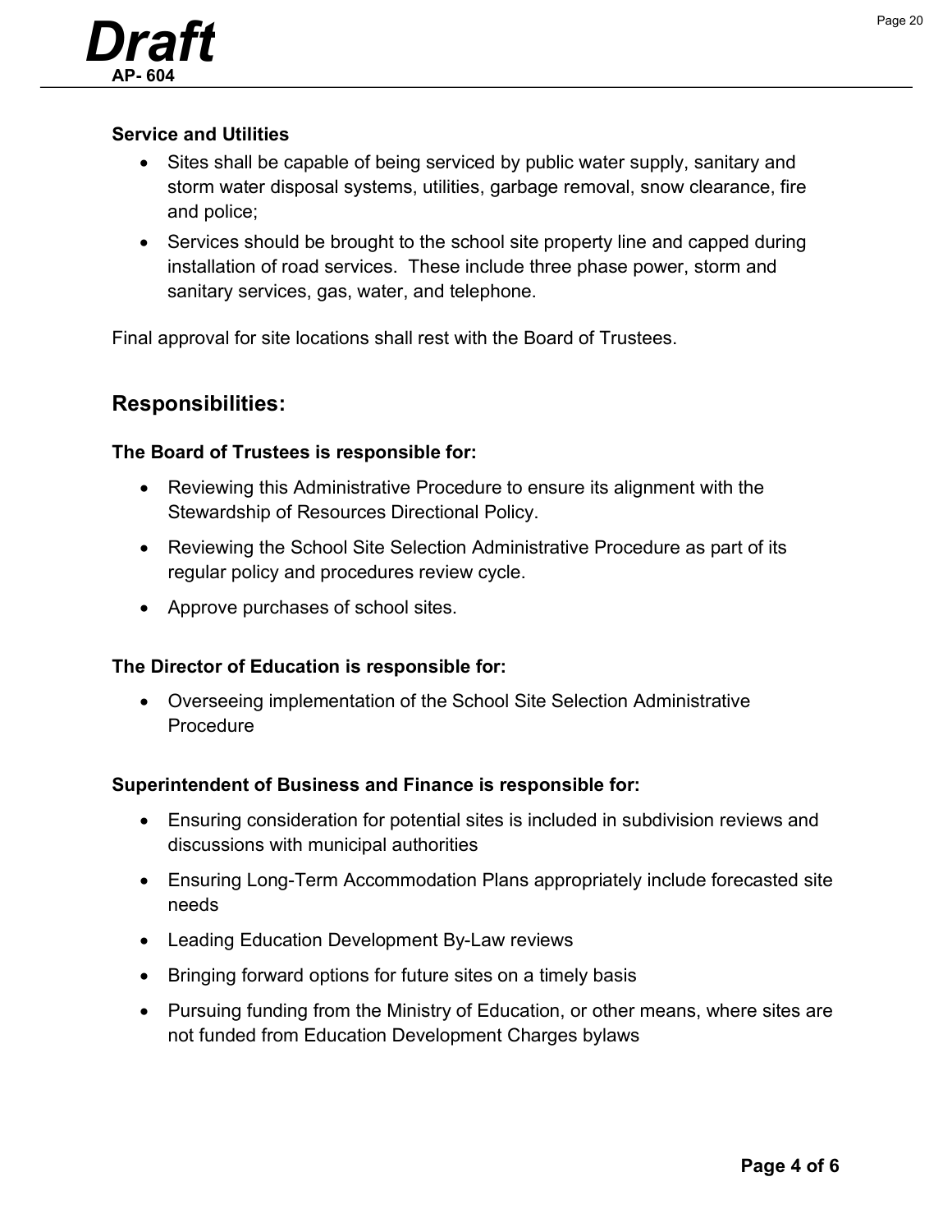**Service and Utilities**

- Sites shall be capable of being serviced by public water supply, sanitary and storm water disposal systems, utilities, garbage removal, snow clearance, fire and police;
- Services should be brought to the school site property line and capped during installation of road services. These include three phase power, storm and sanitary services, gas, water, and telephone.

Final approval for site locations shall rest with the Board of Trustees.

## Responsibilities:

**The Board of Trustees is responsible for:**

- Reviewing this Administrative Procedure to ensure its alignment with the Stewardship of Resources Directional Policy.
- Reviewing the School Site Selection Administrative Procedure as part of its regular policy and procedures review cycle.
- Approve purchases of school sites.

**The Director of Education is responsible for:**

- Overseeing implementation of the School Site Selection Administrative Procedure

**Superintendent of Business and Finance is responsible for:**

- Ensuring consideration for potential sites is included in subdivision reviews and discussions with municipal authorities
- Ensuring Long-Term Accommodation Plans appropriately include forecasted site needs
- Leading Education Development By-Law reviews
- Bringing forward options for future sites on a timely basis
- Pursuing funding from the Ministry of Education, or other means, where sites are not funded from Education Development Charges bylaws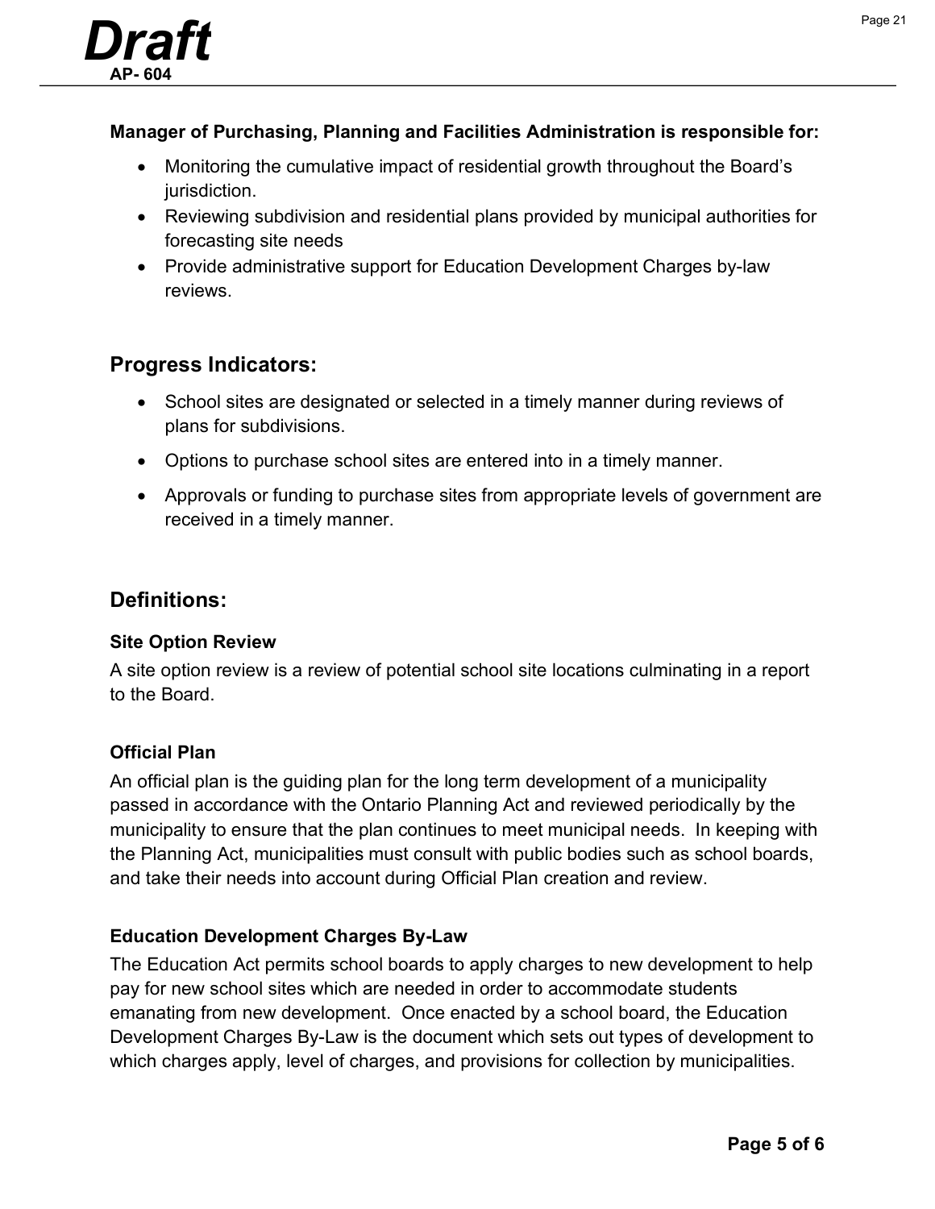**Manager of Purchasing, Planning and Facilities Administration is responsible for:**

- Monitoring the cumulative impact of residential growth throughout the Board's jurisdiction.
- Reviewing subdivision and residential plans provided by municipal authorities for forecasting site needs
- Provide administrative support for Education Development Charges by-law reviews.

## Progress Indicators:

- School sites are designated or selected in a timely manner during reviews of plans for subdivisions.
- Options to purchase school sites are entered into in a timely manner.
- Approvals or funding to purchase sites from appropriate levels of government are received in a timely manner.

## Definitions:

**Site Option Review**

A site option review is a review of potential school site locations culminating in a report to the Board.

**Official Plan**

An official plan is the guiding plan for the long term development of a municipality passed in accordance with the Ontario Planning Act and reviewed periodically by the municipality to ensure that the plan continues to meet municipal needs. In keeping with the Planning Act, municipalities must consult with public bodies such as school boards, and take their needs into account during Official Plan creation and review.

**Education Development Charges By-Law**

The Education Act permits school boards to apply charges to new development to help pay for new school sites which are needed in order to accommodate students emanating from new development. Once enacted by a school board, the Education Development Charges By-Law is the document which sets out types of development to which charges apply, level of charges, and provisions for collection by municipalities.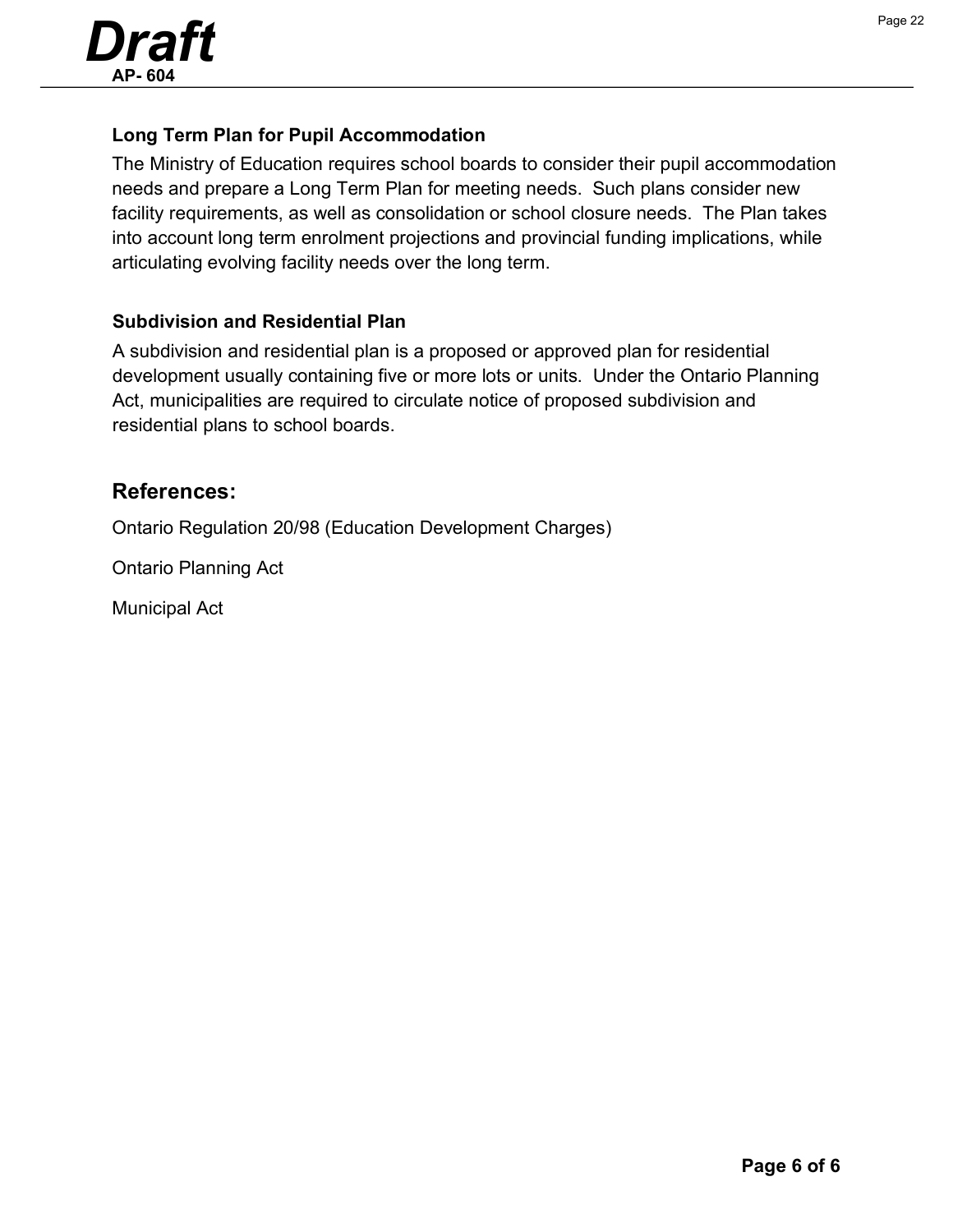**Long Term Plan for Pupil Accommodation**

The Ministry of Education requires school boards to consider their pupil accommodation needs and prepare a Long Term Plan for meeting needs. Such plans consider new facility requirements, as well as consolidation or school closure needs. The Plan takes into account long term enrolment projections and provincial funding implications, while articulating evolving facility needs over the long term.

**Subdivision and Residential Plan**

A subdivision and residential plan is a proposed or approved plan for residential development usually containing five or more lots or units. Under the Ontario Planning Act, municipalities are required to circulate notice of proposed subdivision and residential plans to school boards.

## References:

Ontario Regulation 20/98 (Education Development Charges)

Ontario Planning Act

Municipal Act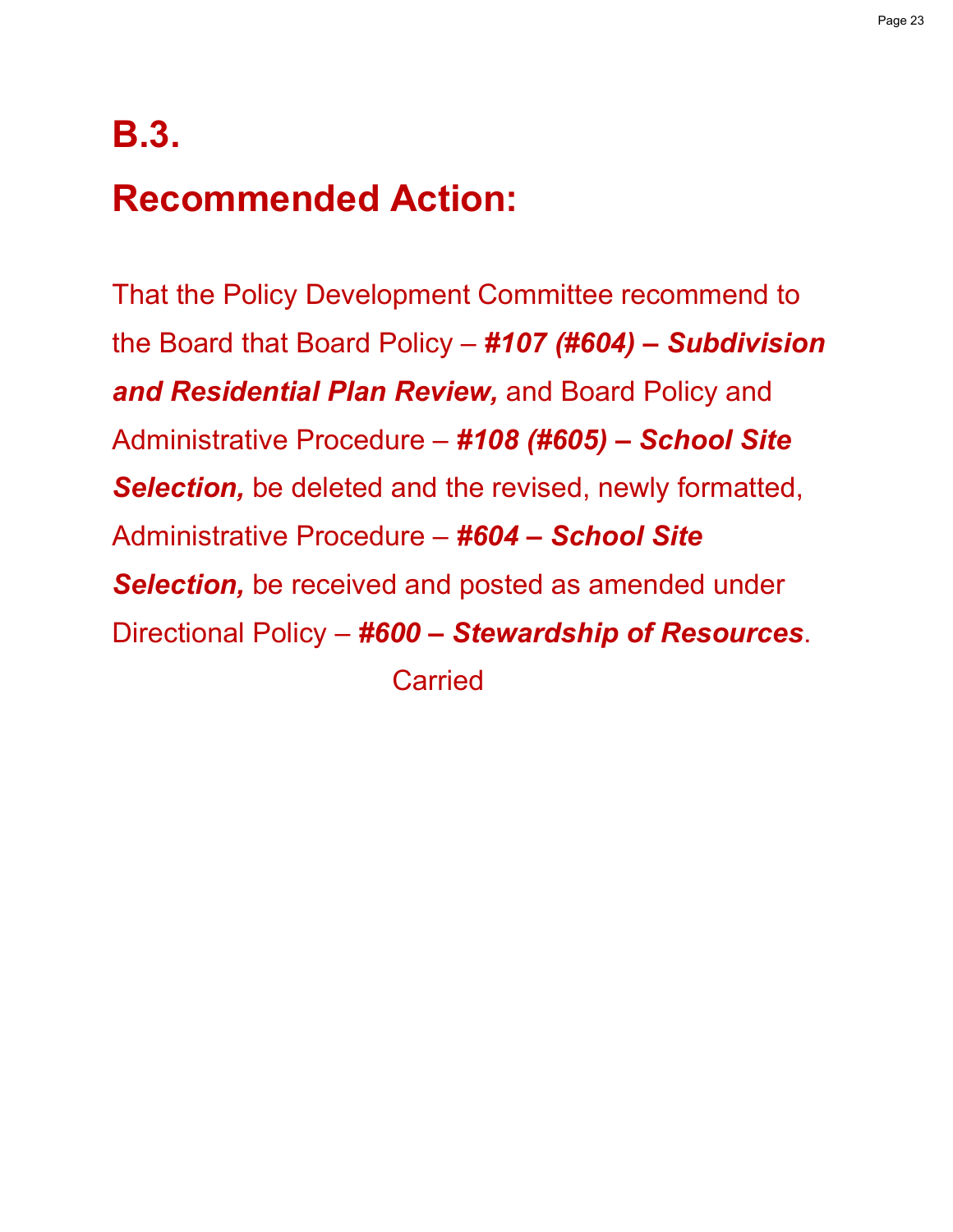# B.3.

# Recommended Action:

That the Policy Development Committee recommend to the Board that Board Policy – ***#107 (#604) – Subdivision and Residential Plan Review,*** and Board Policy and Administrative Procedure – ***#108 (#605) – School Site Selection,*** be deleted and the revised, newly formatted, Administrative Procedure – ***#604 – School Site Selection,*** be received and posted as amended under Directional Policy – ***#600 – Stewardship of Resources***.

Carried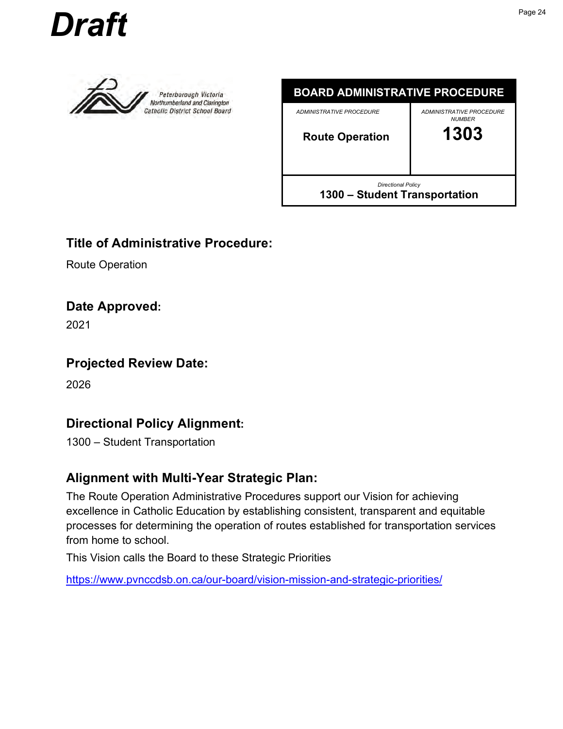# Draft

Peterborough Victoria Northumberland and Clarington Catholic District School Board

| BOARD ADMINISTRATIVE PROCEDURE | |
|---|---|
| *ADMINISTRATIVE PROCEDURE* **Route Operation** | *ADMINISTRATIVE PROCEDURE NUMBER* **1303** |
| *Directional Policy* **1300 – Student Transportation** | |

## Title of Administrative Procedure:

Route Operation

## Date Approved:

2021

## Projected Review Date:

2026

## Directional Policy Alignment:

1300 – Student Transportation

## Alignment with Multi-Year Strategic Plan:

The Route Operation Administrative Procedures support our Vision for achieving excellence in Catholic Education by establishing consistent, transparent and equitable processes for determining the operation of routes established for transportation services from home to school.

This Vision calls the Board to these Strategic Priorities

https://www.pvnccdsb.on.ca/our-board/vision-mission-and-strategic-priorities/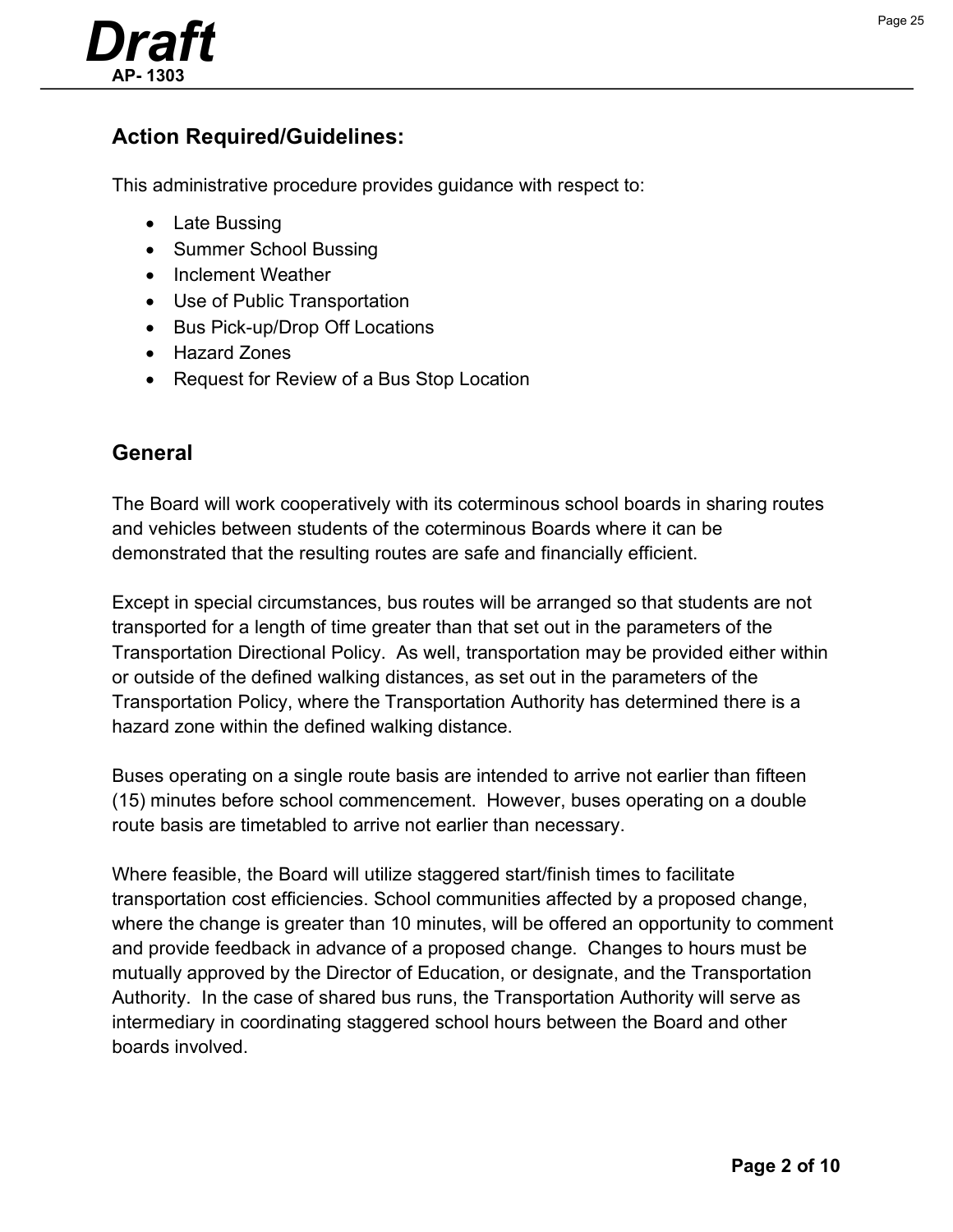## Action Required/Guidelines:

This administrative procedure provides guidance with respect to:

- Late Bussing
- Summer School Bussing
- Inclement Weather
- Use of Public Transportation
- Bus Pick-up/Drop Off Locations
- Hazard Zones
- Request for Review of a Bus Stop Location

## General

The Board will work cooperatively with its coterminous school boards in sharing routes and vehicles between students of the coterminous Boards where it can be demonstrated that the resulting routes are safe and financially efficient.

Except in special circumstances, bus routes will be arranged so that students are not transported for a length of time greater than that set out in the parameters of the Transportation Directional Policy. As well, transportation may be provided either within or outside of the defined walking distances, as set out in the parameters of the Transportation Policy, where the Transportation Authority has determined there is a hazard zone within the defined walking distance.

Buses operating on a single route basis are intended to arrive not earlier than fifteen (15) minutes before school commencement. However, buses operating on a double route basis are timetabled to arrive not earlier than necessary.

Where feasible, the Board will utilize staggered start/finish times to facilitate transportation cost efficiencies. School communities affected by a proposed change, where the change is greater than 10 minutes, will be offered an opportunity to comment and provide feedback in advance of a proposed change. Changes to hours must be mutually approved by the Director of Education, or designate, and the Transportation Authority. In the case of shared bus runs, the Transportation Authority will serve as intermediary in coordinating staggered school hours between the Board and other boards involved.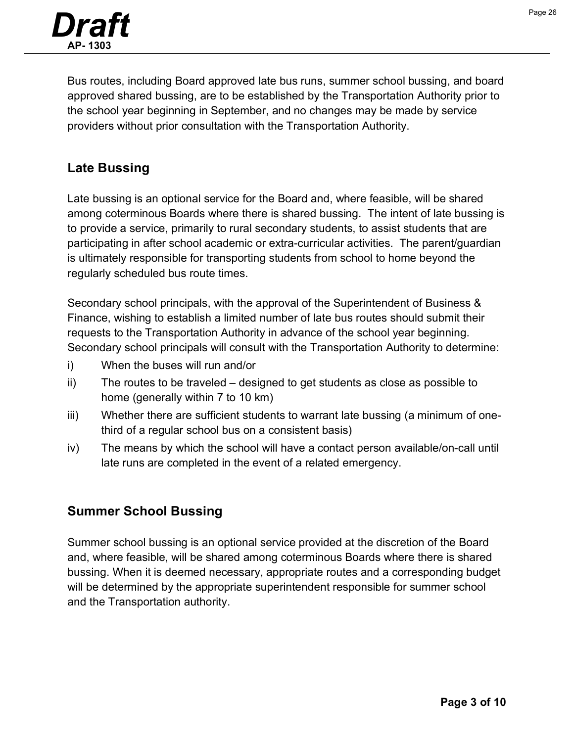Bus routes, including Board approved late bus runs, summer school bussing, and board approved shared bussing, are to be established by the Transportation Authority prior to the school year beginning in September, and no changes may be made by service providers without prior consultation with the Transportation Authority.

## Late Bussing

Late bussing is an optional service for the Board and, where feasible, will be shared among coterminous Boards where there is shared bussing. The intent of late bussing is to provide a service, primarily to rural secondary students, to assist students that are participating in after school academic or extra-curricular activities. The parent/guardian is ultimately responsible for transporting students from school to home beyond the regularly scheduled bus route times.

Secondary school principals, with the approval of the Superintendent of Business & Finance, wishing to establish a limited number of late bus routes should submit their requests to the Transportation Authority in advance of the school year beginning. Secondary school principals will consult with the Transportation Authority to determine:

i) When the buses will run and/or

ii) The routes to be traveled – designed to get students as close as possible to home (generally within 7 to 10 km)

iii) Whether there are sufficient students to warrant late bussing (a minimum of one-third of a regular school bus on a consistent basis)

iv) The means by which the school will have a contact person available/on-call until late runs are completed in the event of a related emergency.

## Summer School Bussing

Summer school bussing is an optional service provided at the discretion of the Board and, where feasible, will be shared among coterminous Boards where there is shared bussing. When it is deemed necessary, appropriate routes and a corresponding budget will be determined by the appropriate superintendent responsible for summer school and the Transportation authority.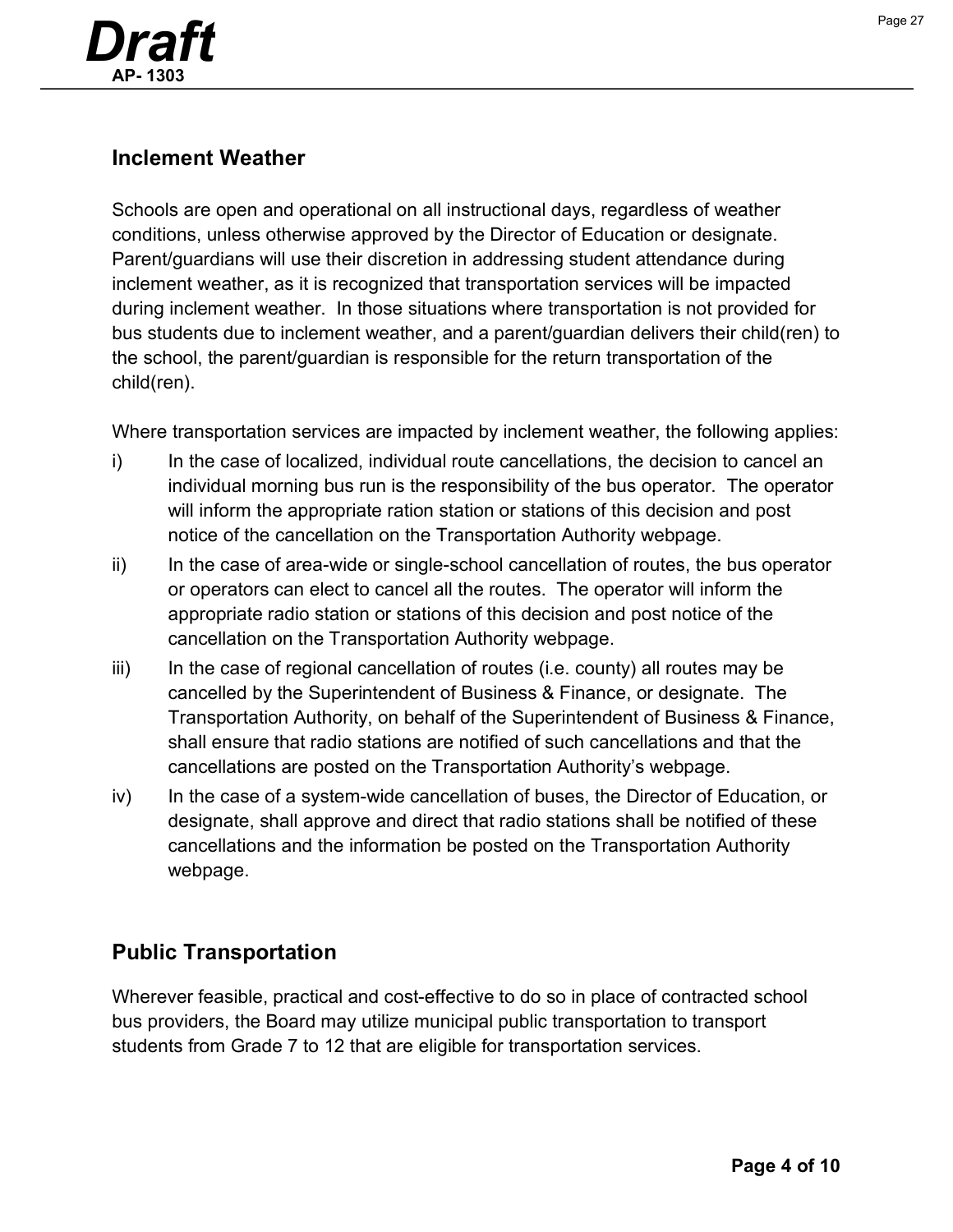## Inclement Weather

Schools are open and operational on all instructional days, regardless of weather conditions, unless otherwise approved by the Director of Education or designate. Parent/guardians will use their discretion in addressing student attendance during inclement weather, as it is recognized that transportation services will be impacted during inclement weather. In those situations where transportation is not provided for bus students due to inclement weather, and a parent/guardian delivers their child(ren) to the school, the parent/guardian is responsible for the return transportation of the child(ren).

Where transportation services are impacted by inclement weather, the following applies:

i) In the case of localized, individual route cancellations, the decision to cancel an individual morning bus run is the responsibility of the bus operator. The operator will inform the appropriate ration station or stations of this decision and post notice of the cancellation on the Transportation Authority webpage.

ii) In the case of area-wide or single-school cancellation of routes, the bus operator or operators can elect to cancel all the routes. The operator will inform the appropriate radio station or stations of this decision and post notice of the cancellation on the Transportation Authority webpage.

iii) In the case of regional cancellation of routes (i.e. county) all routes may be cancelled by the Superintendent of Business & Finance, or designate. The Transportation Authority, on behalf of the Superintendent of Business & Finance, shall ensure that radio stations are notified of such cancellations and that the cancellations are posted on the Transportation Authority's webpage.

iv) In the case of a system-wide cancellation of buses, the Director of Education, or designate, shall approve and direct that radio stations shall be notified of these cancellations and the information be posted on the Transportation Authority webpage.

## Public Transportation

Wherever feasible, practical and cost-effective to do so in place of contracted school bus providers, the Board may utilize municipal public transportation to transport students from Grade 7 to 12 that are eligible for transportation services.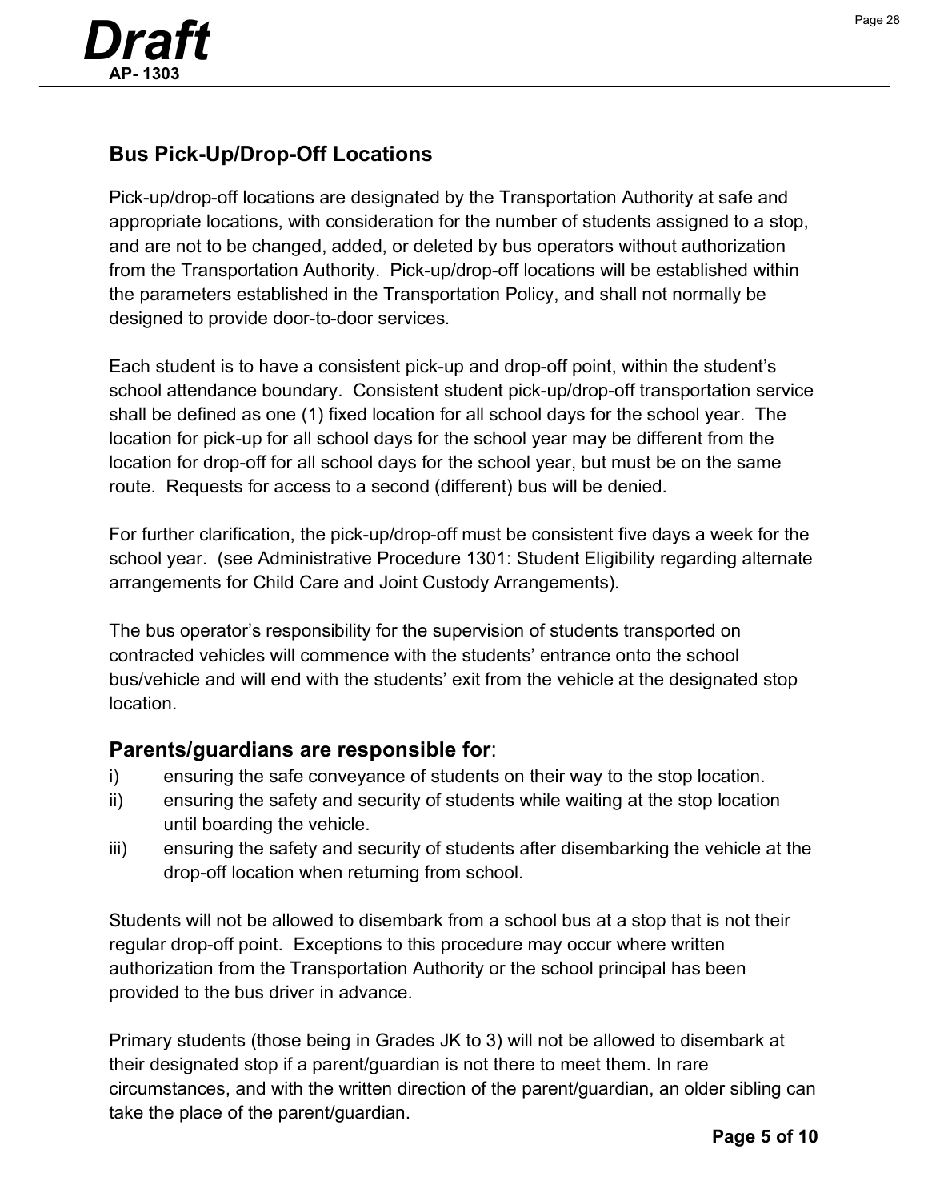## Bus Pick-Up/Drop-Off Locations

Pick-up/drop-off locations are designated by the Transportation Authority at safe and appropriate locations, with consideration for the number of students assigned to a stop, and are not to be changed, added, or deleted by bus operators without authorization from the Transportation Authority. Pick-up/drop-off locations will be established within the parameters established in the Transportation Policy, and shall not normally be designed to provide door-to-door services.

Each student is to have a consistent pick-up and drop-off point, within the student's school attendance boundary. Consistent student pick-up/drop-off transportation service shall be defined as one (1) fixed location for all school days for the school year. The location for pick-up for all school days for the school year may be different from the location for drop-off for all school days for the school year, but must be on the same route. Requests for access to a second (different) bus will be denied.

For further clarification, the pick-up/drop-off must be consistent five days a week for the school year. (see Administrative Procedure 1301: Student Eligibility regarding alternate arrangements for Child Care and Joint Custody Arrangements).

The bus operator's responsibility for the supervision of students transported on contracted vehicles will commence with the students' entrance onto the school bus/vehicle and will end with the students' exit from the vehicle at the designated stop location.

### **Parents/guardians are responsible for**:

i) ensuring the safe conveyance of students on their way to the stop location.
ii) ensuring the safety and security of students while waiting at the stop location until boarding the vehicle.
iii) ensuring the safety and security of students after disembarking the vehicle at the drop-off location when returning from school.

Students will not be allowed to disembark from a school bus at a stop that is not their regular drop-off point. Exceptions to this procedure may occur where written authorization from the Transportation Authority or the school principal has been provided to the bus driver in advance.

Primary students (those being in Grades JK to 3) will not be allowed to disembark at their designated stop if a parent/guardian is not there to meet them. In rare circumstances, and with the written direction of the parent/guardian, an older sibling can take the place of the parent/guardian.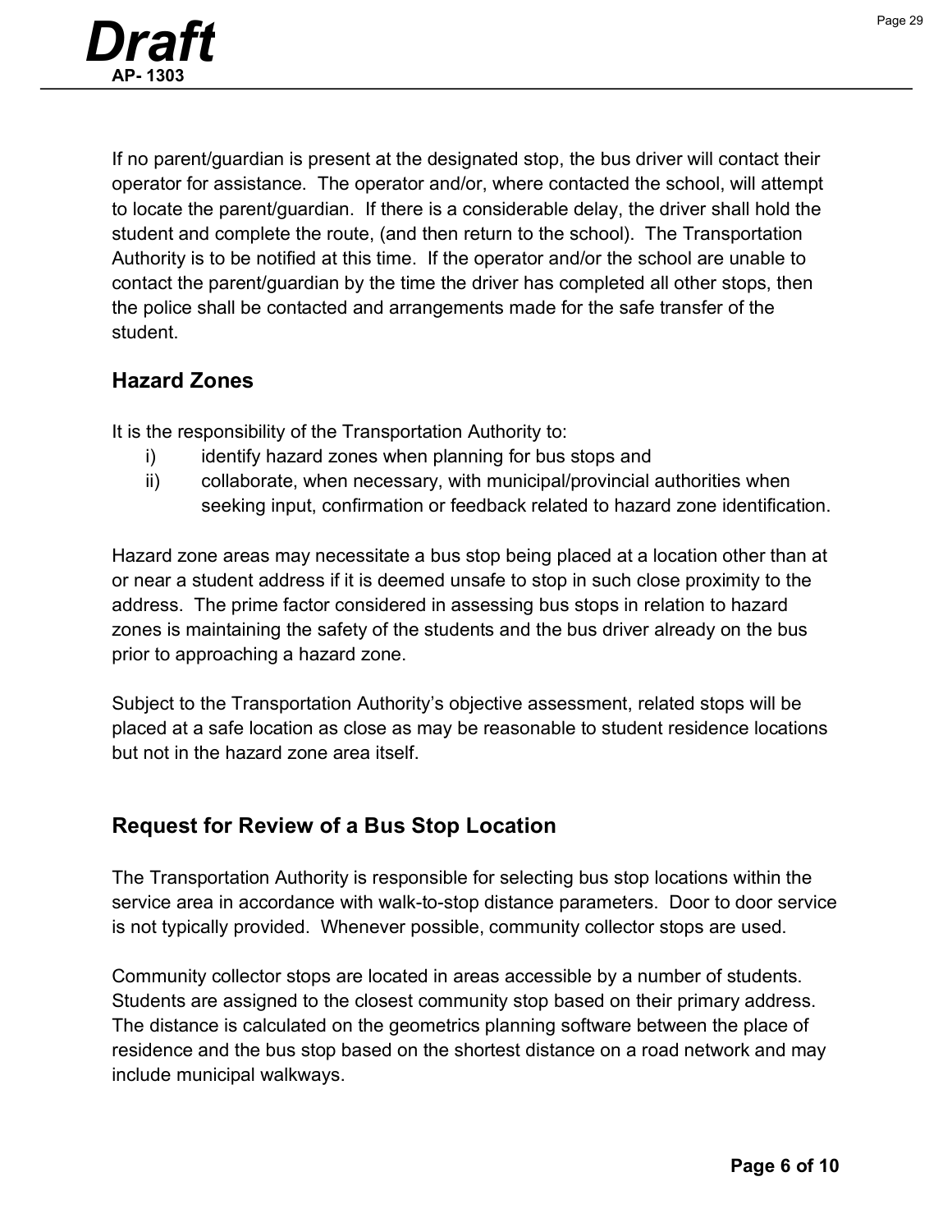If no parent/guardian is present at the designated stop, the bus driver will contact their operator for assistance. The operator and/or, where contacted the school, will attempt to locate the parent/guardian. If there is a considerable delay, the driver shall hold the student and complete the route, (and then return to the school). The Transportation Authority is to be notified at this time. If the operator and/or the school are unable to contact the parent/guardian by the time the driver has completed all other stops, then the police shall be contacted and arrangements made for the safe transfer of the student.

## Hazard Zones

It is the responsibility of the Transportation Authority to:

i) identify hazard zones when planning for bus stops and
ii) collaborate, when necessary, with municipal/provincial authorities when seeking input, confirmation or feedback related to hazard zone identification.

Hazard zone areas may necessitate a bus stop being placed at a location other than at or near a student address if it is deemed unsafe to stop in such close proximity to the address. The prime factor considered in assessing bus stops in relation to hazard zones is maintaining the safety of the students and the bus driver already on the bus prior to approaching a hazard zone.

Subject to the Transportation Authority's objective assessment, related stops will be placed at a safe location as close as may be reasonable to student residence locations but not in the hazard zone area itself.

## Request for Review of a Bus Stop Location

The Transportation Authority is responsible for selecting bus stop locations within the service area in accordance with walk-to-stop distance parameters. Door to door service is not typically provided. Whenever possible, community collector stops are used.

Community collector stops are located in areas accessible by a number of students. Students are assigned to the closest community stop based on their primary address. The distance is calculated on the geometrics planning software between the place of residence and the bus stop based on the shortest distance on a road network and may include municipal walkways.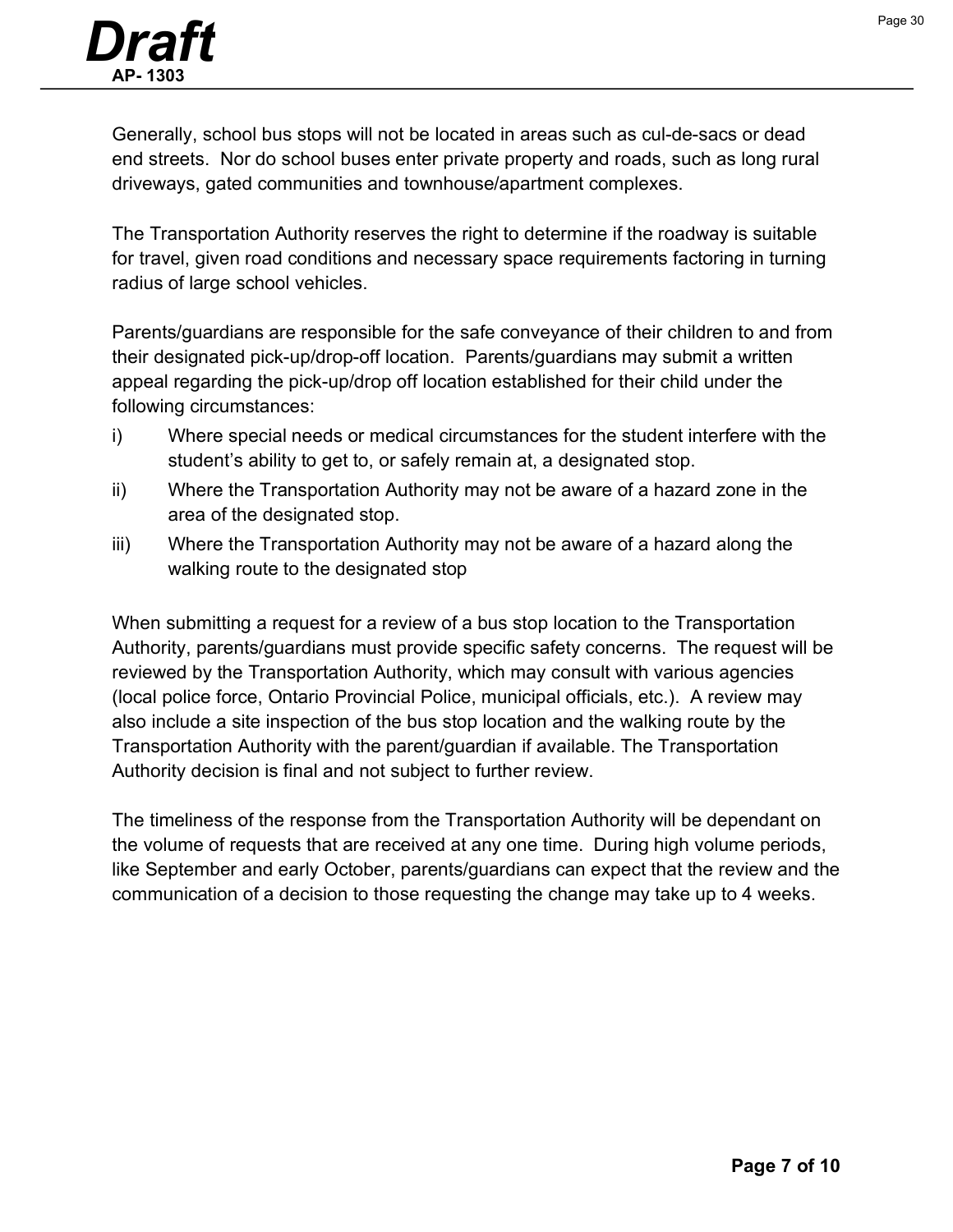Generally, school bus stops will not be located in areas such as cul-de-sacs or dead end streets. Nor do school buses enter private property and roads, such as long rural driveways, gated communities and townhouse/apartment complexes.

The Transportation Authority reserves the right to determine if the roadway is suitable for travel, given road conditions and necessary space requirements factoring in turning radius of large school vehicles.

Parents/guardians are responsible for the safe conveyance of their children to and from their designated pick-up/drop-off location. Parents/guardians may submit a written appeal regarding the pick-up/drop off location established for their child under the following circumstances:

i) Where special needs or medical circumstances for the student interfere with the student's ability to get to, or safely remain at, a designated stop.
ii) Where the Transportation Authority may not be aware of a hazard zone in the area of the designated stop.
iii) Where the Transportation Authority may not be aware of a hazard along the walking route to the designated stop

When submitting a request for a review of a bus stop location to the Transportation Authority, parents/guardians must provide specific safety concerns. The request will be reviewed by the Transportation Authority, which may consult with various agencies (local police force, Ontario Provincial Police, municipal officials, etc.). A review may also include a site inspection of the bus stop location and the walking route by the Transportation Authority with the parent/guardian if available. The Transportation Authority decision is final and not subject to further review.

The timeliness of the response from the Transportation Authority will be dependant on the volume of requests that are received at any one time. During high volume periods, like September and early October, parents/guardians can expect that the review and the communication of a decision to those requesting the change may take up to 4 weeks.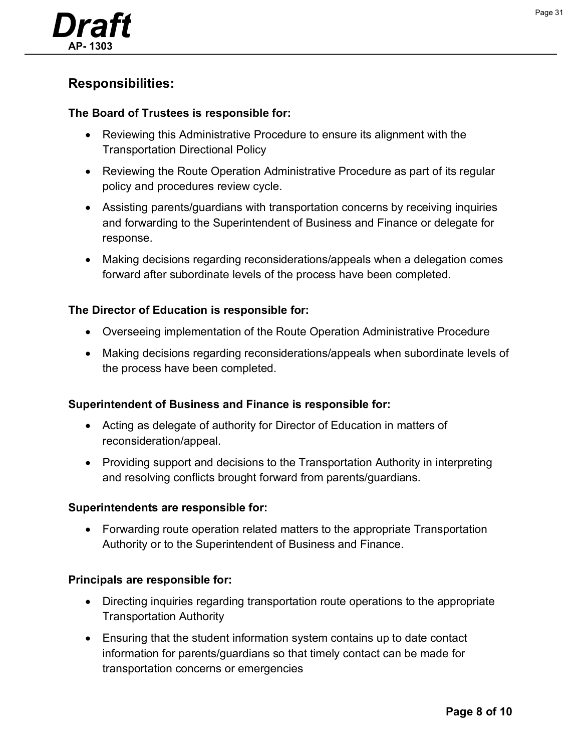## Responsibilities:

**The Board of Trustees is responsible for:**

- Reviewing this Administrative Procedure to ensure its alignment with the Transportation Directional Policy
- Reviewing the Route Operation Administrative Procedure as part of its regular policy and procedures review cycle.
- Assisting parents/guardians with transportation concerns by receiving inquiries and forwarding to the Superintendent of Business and Finance or delegate for response.
- Making decisions regarding reconsiderations/appeals when a delegation comes forward after subordinate levels of the process have been completed.

**The Director of Education is responsible for:**

- Overseeing implementation of the Route Operation Administrative Procedure
- Making decisions regarding reconsiderations/appeals when subordinate levels of the process have been completed.

**Superintendent of Business and Finance is responsible for:**

- Acting as delegate of authority for Director of Education in matters of reconsideration/appeal.
- Providing support and decisions to the Transportation Authority in interpreting and resolving conflicts brought forward from parents/guardians.

**Superintendents are responsible for:**

- Forwarding route operation related matters to the appropriate Transportation Authority or to the Superintendent of Business and Finance.

**Principals are responsible for:**

- Directing inquiries regarding transportation route operations to the appropriate Transportation Authority
- Ensuring that the student information system contains up to date contact information for parents/guardians so that timely contact can be made for transportation concerns or emergencies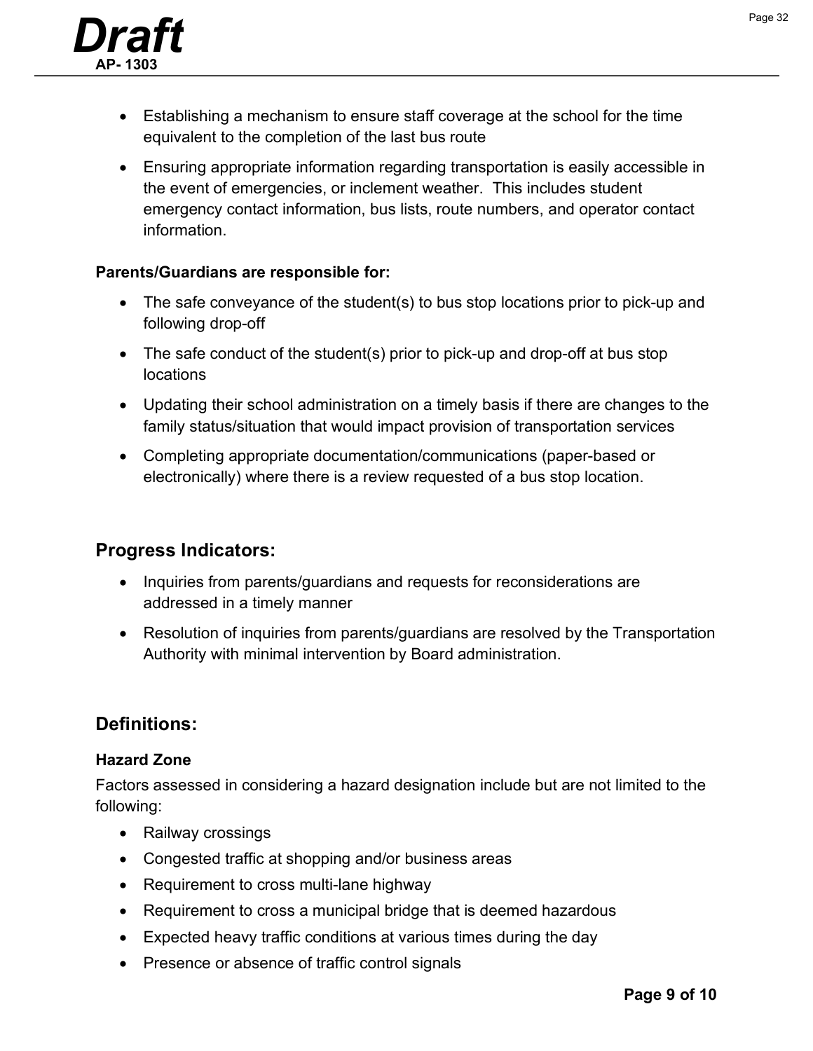- Establishing a mechanism to ensure staff coverage at the school for the time equivalent to the completion of the last bus route
- Ensuring appropriate information regarding transportation is easily accessible in the event of emergencies, or inclement weather. This includes student emergency contact information, bus lists, route numbers, and operator contact information.

**Parents/Guardians are responsible for:**

- The safe conveyance of the student(s) to bus stop locations prior to pick-up and following drop-off
- The safe conduct of the student(s) prior to pick-up and drop-off at bus stop locations
- Updating their school administration on a timely basis if there are changes to the family status/situation that would impact provision of transportation services
- Completing appropriate documentation/communications (paper-based or electronically) where there is a review requested of a bus stop location.

## Progress Indicators:

- Inquiries from parents/guardians and requests for reconsiderations are addressed in a timely manner
- Resolution of inquiries from parents/guardians are resolved by the Transportation Authority with minimal intervention by Board administration.

## Definitions:

**Hazard Zone**

Factors assessed in considering a hazard designation include but are not limited to the following:

- Railway crossings
- Congested traffic at shopping and/or business areas
- Requirement to cross multi-lane highway
- Requirement to cross a municipal bridge that is deemed hazardous
- Expected heavy traffic conditions at various times during the day
- Presence or absence of traffic control signals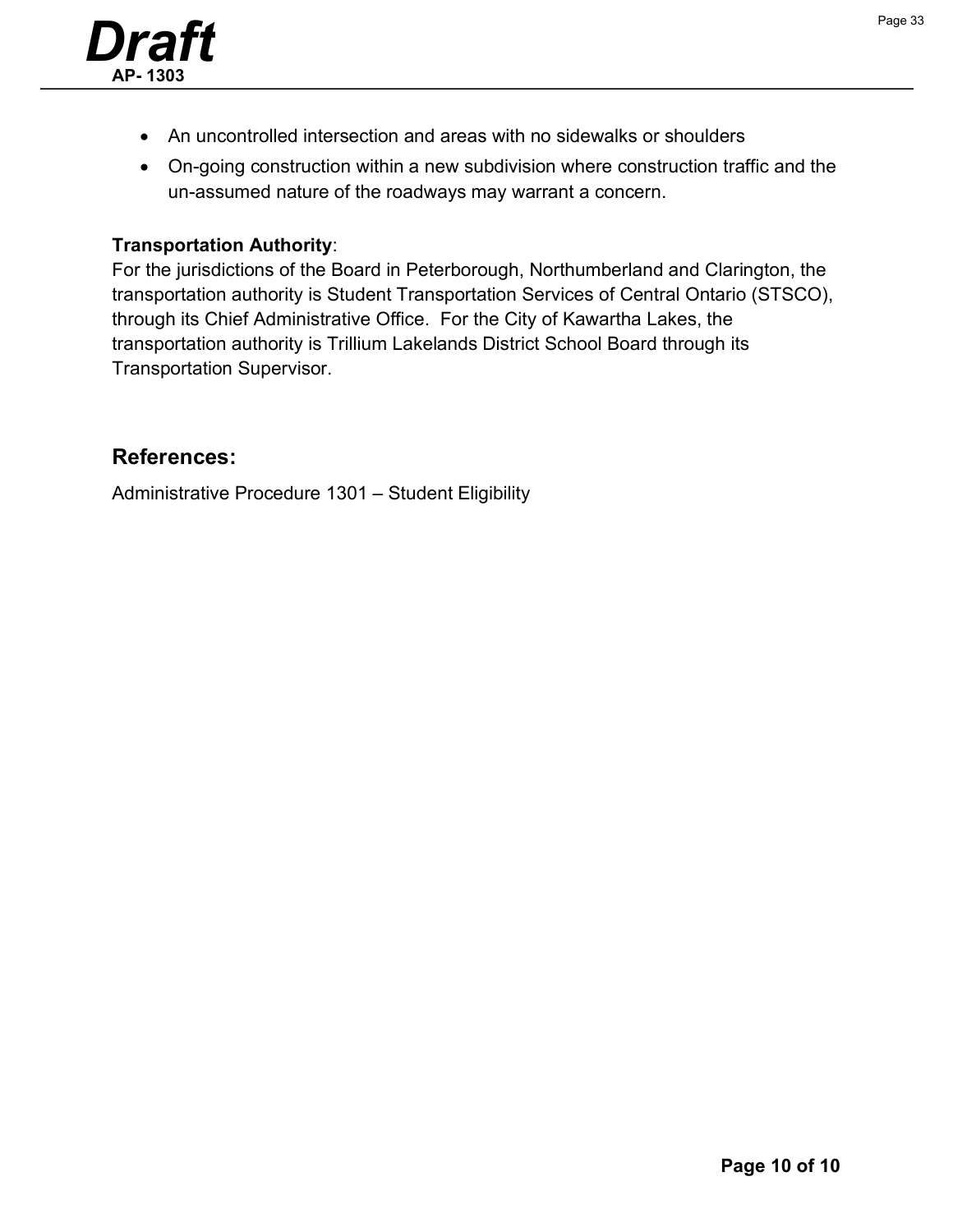- An uncontrolled intersection and areas with no sidewalks or shoulders
- On-going construction within a new subdivision where construction traffic and the un-assumed nature of the roadways may warrant a concern.

**Transportation Authority**:
For the jurisdictions of the Board in Peterborough, Northumberland and Clarington, the transportation authority is Student Transportation Services of Central Ontario (STSCO), through its Chief Administrative Office. For the City of Kawartha Lakes, the transportation authority is Trillium Lakelands District School Board through its Transportation Supervisor.

## References:

Administrative Procedure 1301 – Student Eligibility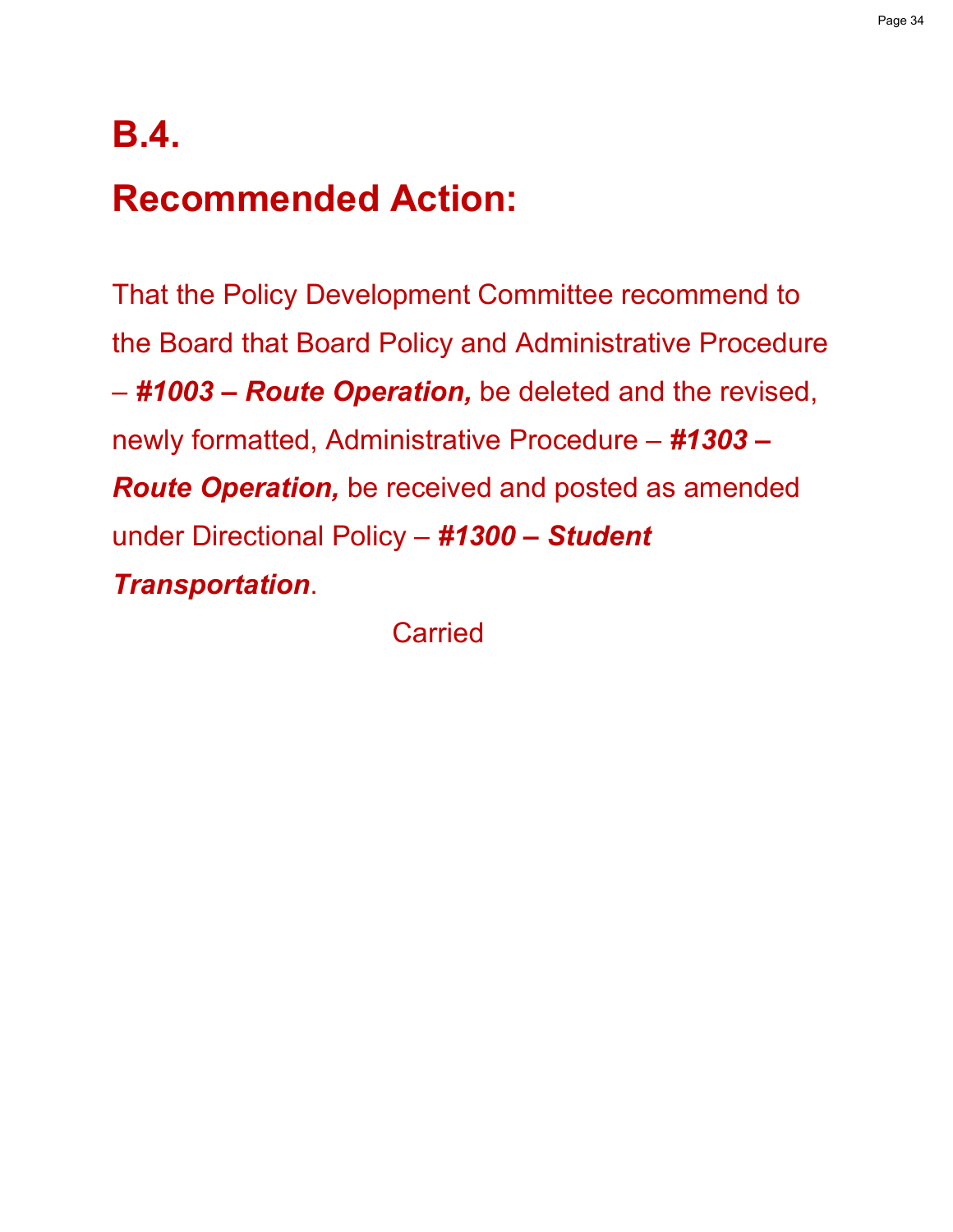# B.4.

# Recommended Action:

That the Policy Development Committee recommend to the Board that Board Policy and Administrative Procedure – ***#1003 – Route Operation,*** be deleted and the revised, newly formatted, Administrative Procedure – ***#1303 – Route Operation,*** be received and posted as amended under Directional Policy – ***#1300 – Student Transportation***.

Carried